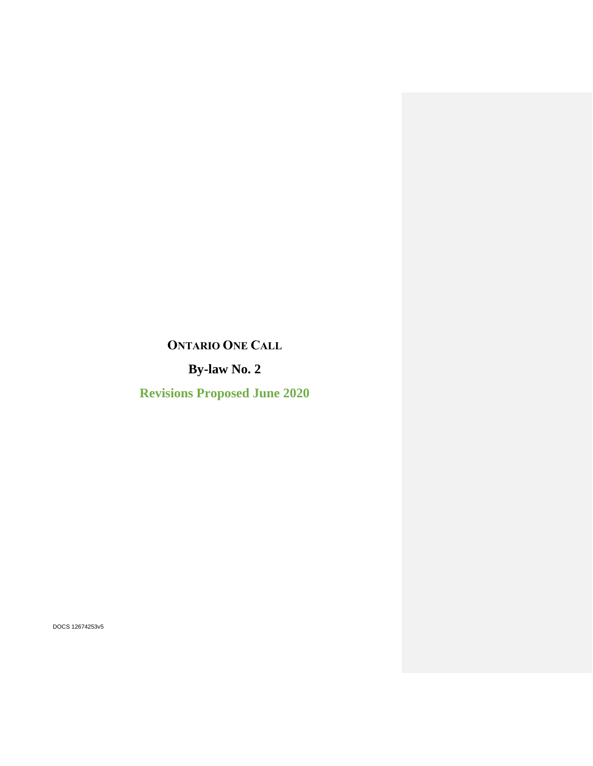# ONTARIO ONE CALL

# By-law No. 2

## Revisions Proposed June 2020

DOCS 12674253v5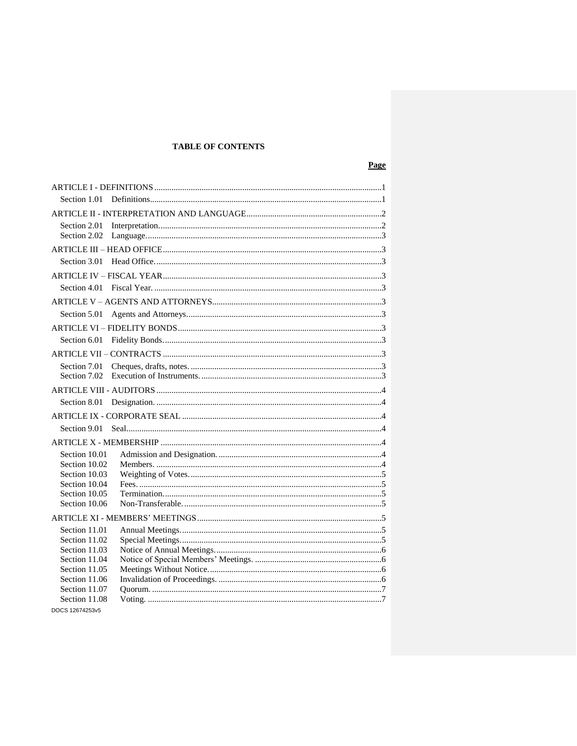## TABLE OF CONTENTS

**Page**

ARTICLE I - DEFINITIONS ........ 1
- Section 1.01 Definitions ........ 1

ARTICLE II - INTERPRETATION AND LANGUAGE ........ 2
- Section 2.01 Interpretation. ........ 2
- Section 2.02 Language. ........ 3

ARTICLE III – HEAD OFFICE ........ 3
- Section 3.01 Head Office. ........ 3

ARTICLE IV – FISCAL YEAR ........ 3
- Section 4.01 Fiscal Year. ........ 3

ARTICLE V – AGENTS AND ATTORNEYS ........ 3
- Section 5.01 Agents and Attorneys ........ 3

ARTICLE VI – FIDELITY BONDS ........ 3
- Section 6.01 Fidelity Bonds. ........ 3

ARTICLE VII – CONTRACTS ........ 3
- Section 7.01 Cheques, drafts, notes. ........ 3
- Section 7.02 Execution of Instruments. ........ 3

ARTICLE VIII - AUDITORS ........ 4
- Section 8.01 Designation. ........ 4

ARTICLE IX - CORPORATE SEAL ........ 4
- Section 9.01 Seal ........ 4

ARTICLE X - MEMBERSHIP ........ 4
- Section 10.01 Admission and Designation. ........ 4
- Section 10.02 Members. ........ 4
- Section 10.03 Weighting of Votes. ........ 5
- Section 10.04 Fees. ........ 5
- Section 10.05 Termination. ........ 5
- Section 10.06 Non-Transferable. ........ 5

ARTICLE XI - MEMBERS' MEETINGS ........ 5
- Section 11.01 Annual Meetings. ........ 5
- Section 11.02 Special Meetings. ........ 5
- Section 11.03 Notice of Annual Meetings. ........ 6
- Section 11.04 Notice of Special Members' Meetings. ........ 6
- Section 11.05 Meetings Without Notice. ........ 6
- Section 11.06 Invalidation of Proceedings. ........ 6
- Section 11.07 Quorum. ........ 7
- Section 11.08 Voting. ........ 7

DOCS 12674253v5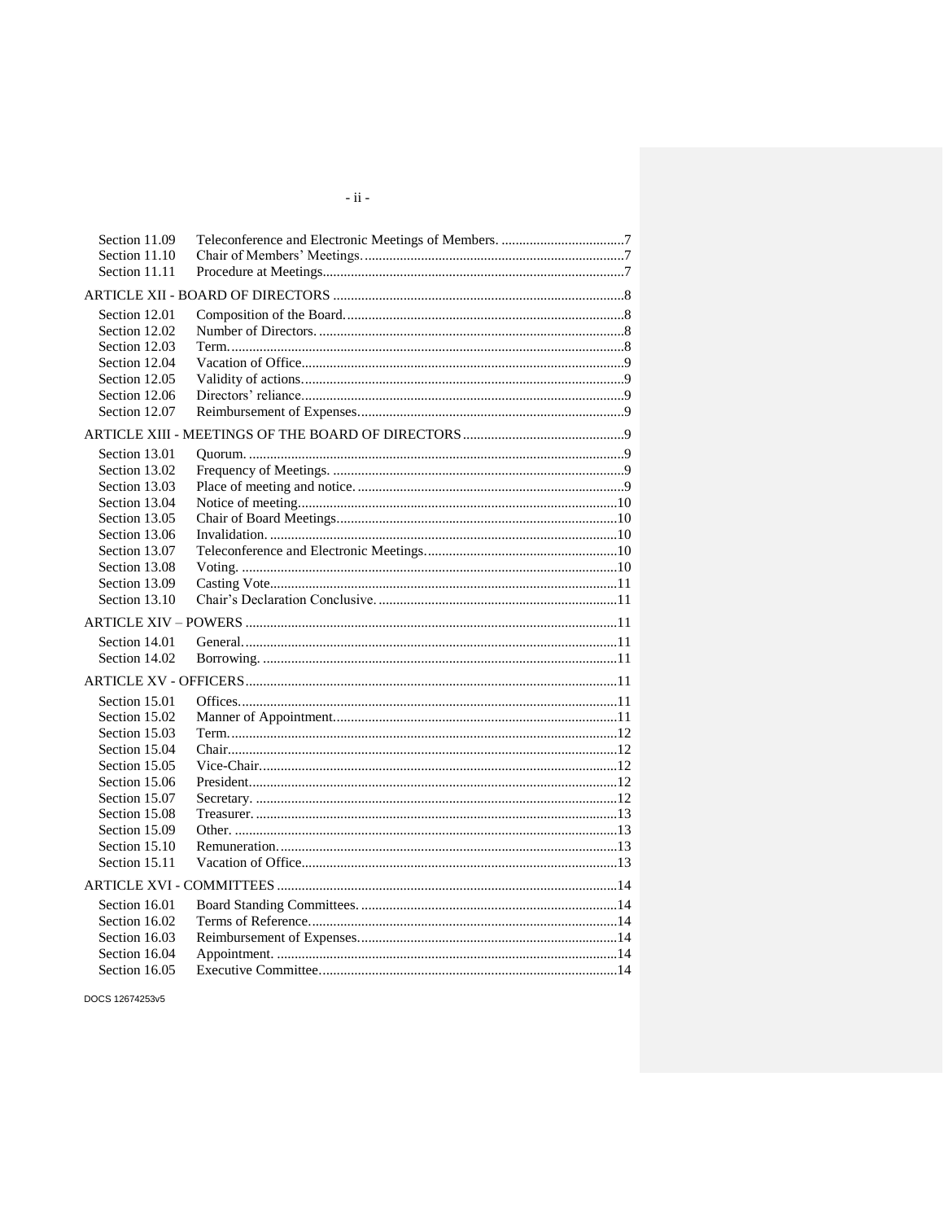| | | |
|---|---|---|
| Section 11.09 | Teleconference and Electronic Meetings of Members. | 7 |
| Section 11.10 | Chair of Members' Meetings. | 7 |
| Section 11.11 | Procedure at Meetings. | 7 |
| **ARTICLE XII - BOARD OF DIRECTORS** | | 8 |
| Section 12.01 | Composition of the Board. | 8 |
| Section 12.02 | Number of Directors. | 8 |
| Section 12.03 | Term. | 8 |
| Section 12.04 | Vacation of Office. | 9 |
| Section 12.05 | Validity of actions. | 9 |
| Section 12.06 | Directors' reliance. | 9 |
| Section 12.07 | Reimbursement of Expenses. | 9 |
| **ARTICLE XIII - MEETINGS OF THE BOARD OF DIRECTORS** | | 9 |
| Section 13.01 | Quorum. | 9 |
| Section 13.02 | Frequency of Meetings. | 9 |
| Section 13.03 | Place of meeting and notice. | 9 |
| Section 13.04 | Notice of meeting. | 10 |
| Section 13.05 | Chair of Board Meetings. | 10 |
| Section 13.06 | Invalidation. | 10 |
| Section 13.07 | Teleconference and Electronic Meetings. | 10 |
| Section 13.08 | Voting. | 10 |
| Section 13.09 | Casting Vote. | 11 |
| Section 13.10 | Chair's Declaration Conclusive. | 11 |
| **ARTICLE XIV – POWERS** | | 11 |
| Section 14.01 | General. | 11 |
| Section 14.02 | Borrowing. | 11 |
| **ARTICLE XV - OFFICERS** | | 11 |
| Section 15.01 | Offices. | 11 |
| Section 15.02 | Manner of Appointment. | 11 |
| Section 15.03 | Term. | 12 |
| Section 15.04 | Chair. | 12 |
| Section 15.05 | Vice-Chair. | 12 |
| Section 15.06 | President. | 12 |
| Section 15.07 | Secretary. | 12 |
| Section 15.08 | Treasurer. | 13 |
| Section 15.09 | Other. | 13 |
| Section 15.10 | Remuneration. | 13 |
| Section 15.11 | Vacation of Office. | 13 |
| **ARTICLE XVI - COMMITTEES** | | 14 |
| Section 16.01 | Board Standing Committees. | 14 |
| Section 16.02 | Terms of Reference. | 14 |
| Section 16.03 | Reimbursement of Expenses. | 14 |
| Section 16.04 | Appointment. | 14 |
| Section 16.05 | Executive Committee. | 14 |

DOCS 12674253v5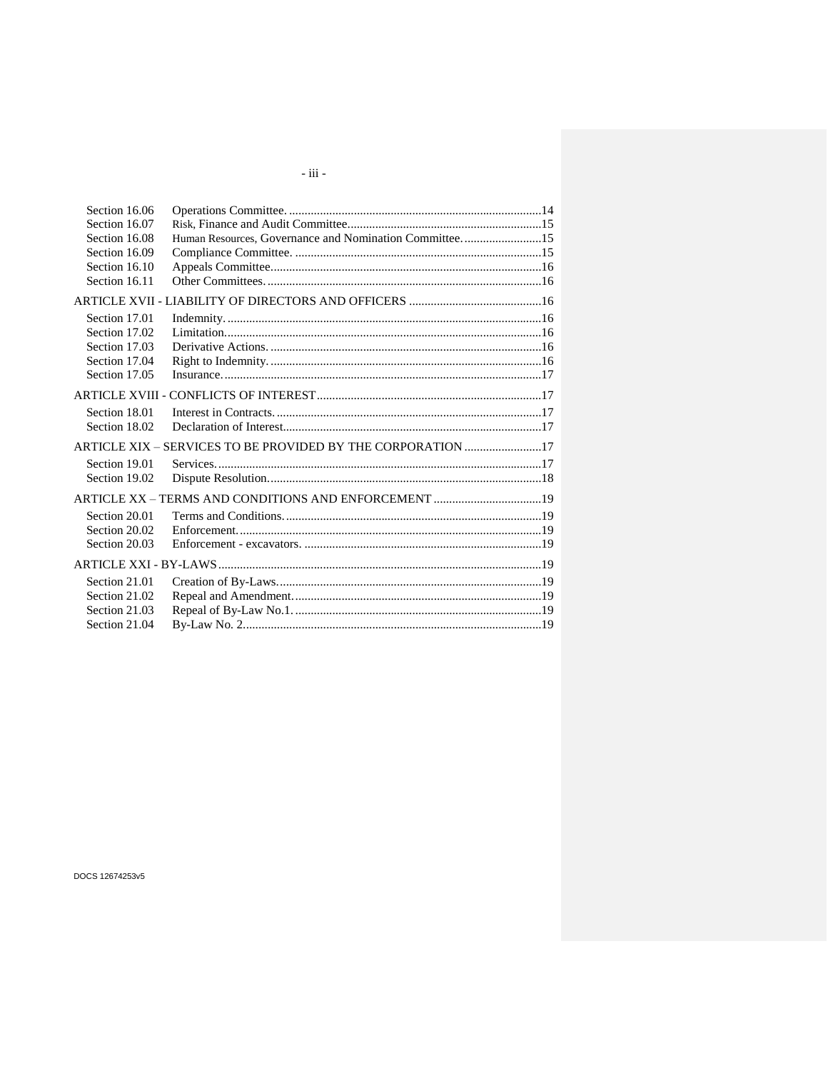| | | |
|---|---|---|
| Section 16.06 | Operations Committee. | 14 |
| Section 16.07 | Risk, Finance and Audit Committee. | 15 |
| Section 16.08 | Human Resources, Governance and Nomination Committee. | 15 |
| Section 16.09 | Compliance Committee. | 15 |
| Section 16.10 | Appeals Committee. | 16 |
| Section 16.11 | Other Committees. | 16 |
| ARTICLE XVII - LIABILITY OF DIRECTORS AND OFFICERS | | 16 |
| Section 17.01 | Indemnity. | 16 |
| Section 17.02 | Limitation. | 16 |
| Section 17.03 | Derivative Actions. | 16 |
| Section 17.04 | Right to Indemnity. | 16 |
| Section 17.05 | Insurance. | 17 |
| ARTICLE XVIII - CONFLICTS OF INTEREST | | 17 |
| Section 18.01 | Interest in Contracts. | 17 |
| Section 18.02 | Declaration of Interest. | 17 |
| ARTICLE XIX – SERVICES TO BE PROVIDED BY THE CORPORATION | | 17 |
| Section 19.01 | Services. | 17 |
| Section 19.02 | Dispute Resolution. | 18 |
| ARTICLE XX – TERMS AND CONDITIONS AND ENFORCEMENT | | 19 |
| Section 20.01 | Terms and Conditions. | 19 |
| Section 20.02 | Enforcement. | 19 |
| Section 20.03 | Enforcement - excavators. | 19 |
| ARTICLE XXI - BY-LAWS | | 19 |
| Section 21.01 | Creation of By-Laws. | 19 |
| Section 21.02 | Repeal and Amendment. | 19 |
| Section 21.03 | Repeal of By-Law No.1. | 19 |
| Section 21.04 | By-Law No. 2. | 19 |

DOCS 12674253v5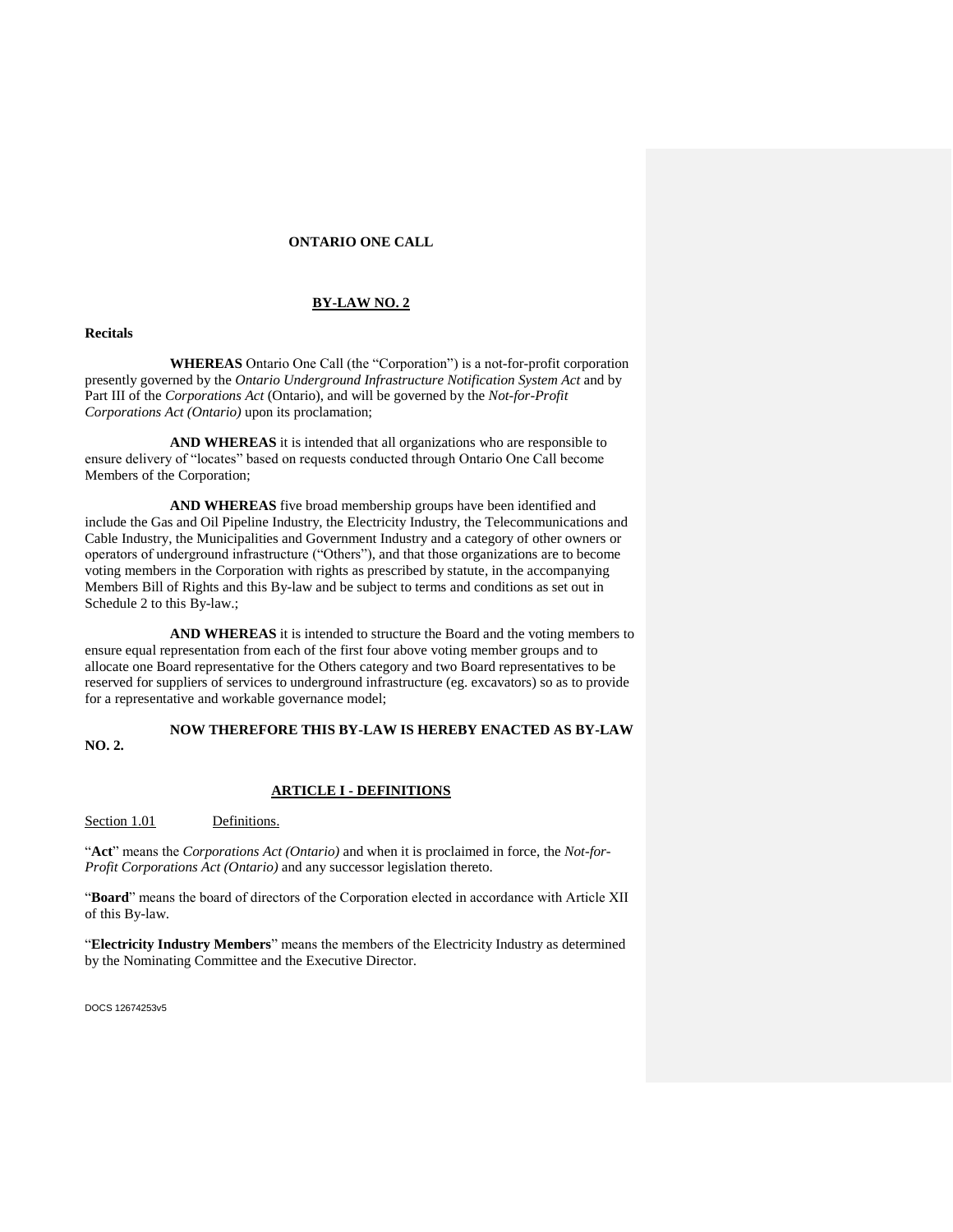# ONTARIO ONE CALL

## BY-LAW NO. 2

**Recitals**

**WHEREAS** Ontario One Call (the "Corporation") is a not-for-profit corporation presently governed by the *Ontario Underground Infrastructure Notification System Act* and by Part III of the *Corporations Act* (Ontario), and will be governed by the *Not-for-Profit Corporations Act (Ontario)* upon its proclamation;

**AND WHEREAS** it is intended that all organizations who are responsible to ensure delivery of "locates" based on requests conducted through Ontario One Call become Members of the Corporation;

**AND WHEREAS** five broad membership groups have been identified and include the Gas and Oil Pipeline Industry, the Electricity Industry, the Telecommunications and Cable Industry, the Municipalities and Government Industry and a category of other owners or operators of underground infrastructure ("Others"), and that those organizations are to become voting members in the Corporation with rights as prescribed by statute, in the accompanying Members Bill of Rights and this By-law and be subject to terms and conditions as set out in Schedule 2 to this By-law.;

**AND WHEREAS** it is intended to structure the Board and the voting members to ensure equal representation from each of the first four above voting member groups and to allocate one Board representative for the Others category and two Board representatives to be reserved for suppliers of services to underground infrastructure (eg. excavators) so as to provide for a representative and workable governance model;

**NOW THEREFORE THIS BY-LAW IS HEREBY ENACTED AS BY-LAW NO. 2.**

## ARTICLE I - DEFINITIONS

Section 1.01 Definitions.

"**Act**" means the *Corporations Act (Ontario)* and when it is proclaimed in force, the *Not-for-Profit Corporations Act (Ontario)* and any successor legislation thereto.

"**Board**" means the board of directors of the Corporation elected in accordance with Article XII of this By-law.

"**Electricity Industry Members**" means the members of the Electricity Industry as determined by the Nominating Committee and the Executive Director.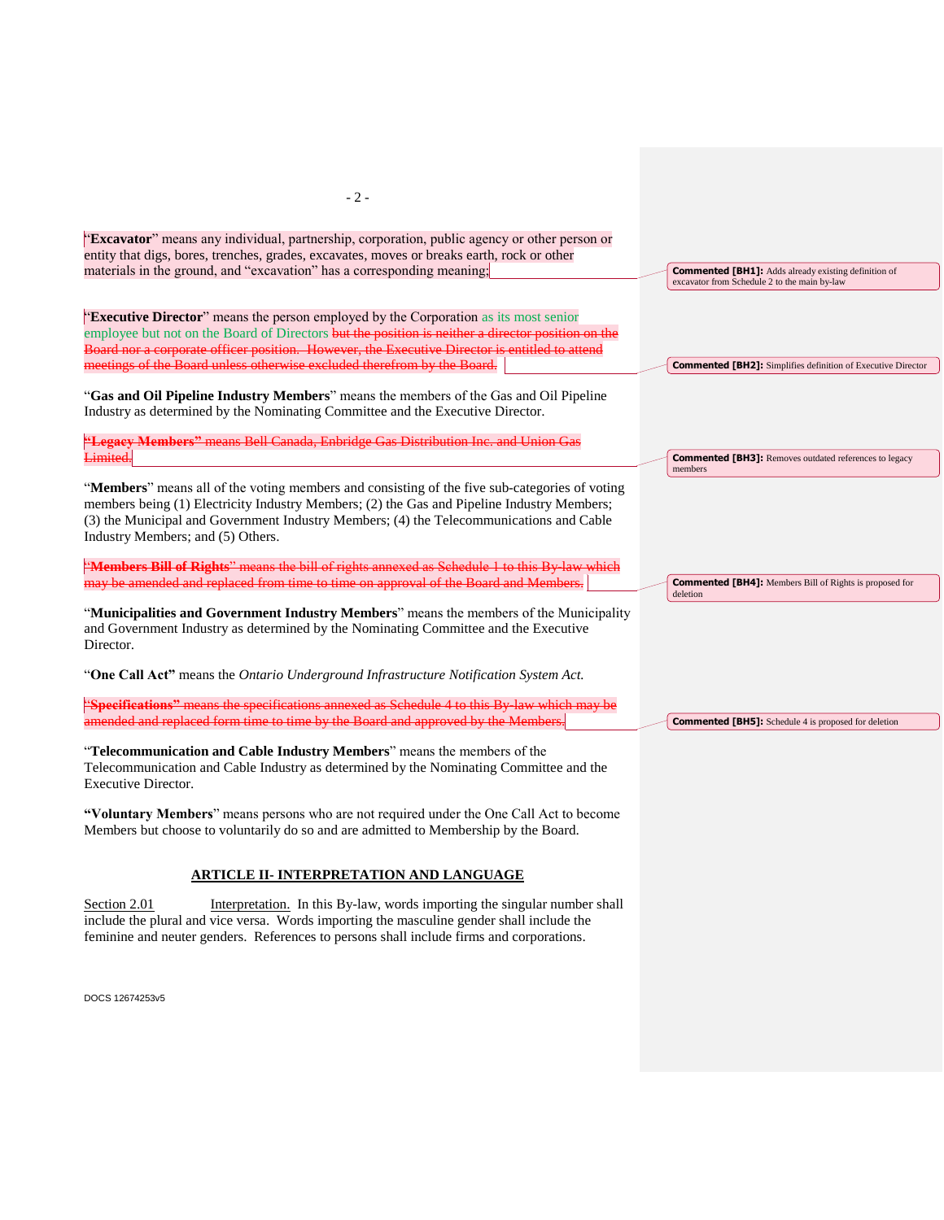"**Excavator**" means any individual, partnership, corporation, public agency or other person or entity that digs, bores, trenches, grades, excavates, moves or breaks earth, rock or other materials in the ground, and "excavation" has a corresponding meaning;

**Commented [BH1]:** Adds already existing definition of excavator from Schedule 2 to the main by-law

"**Executive Director**" means the person employed by the Corporation as its most senior employee but not on the Board of Directors ~~but the position is neither a director position on the Board nor a corporate officer position. However, the Executive Director is entitled to attend meetings of the Board unless otherwise excluded therefrom by the Board.~~

**Commented [BH2]:** Simplifies definition of Executive Director

"**Gas and Oil Pipeline Industry Members**" means the members of the Gas and Oil Pipeline Industry as determined by the Nominating Committee and the Executive Director.

~~**"Legacy Members"** means Bell Canada, Enbridge Gas Distribution Inc. and Union Gas Limited.~~

**Commented [BH3]:** Removes outdated references to legacy members

"**Members**" means all of the voting members and consisting of the five sub-categories of voting members being (1) Electricity Industry Members; (2) the Gas and Pipeline Industry Members; (3) the Municipal and Government Industry Members; (4) the Telecommunications and Cable Industry Members; and (5) Others.

~~"**Members Bill of Rights**" means the bill of rights annexed as Schedule 1 to this By-law which may be amended and replaced from time to time on approval of the Board and Members.~~

**Commented [BH4]:** Members Bill of Rights is proposed for deletion

"**Municipalities and Government Industry Members**" means the members of the Municipality and Government Industry as determined by the Nominating Committee and the Executive Director.

"**One Call Act"** means the *Ontario Underground Infrastructure Notification System Act.*

~~"**Specifications"** means the specifications annexed as Schedule 4 to this By-law which may be amended and replaced form time to time by the Board and approved by the Members.~~

**Commented [BH5]:** Schedule 4 is proposed for deletion

"**Telecommunication and Cable Industry Members**" means the members of the Telecommunication and Cable Industry as determined by the Nominating Committee and the Executive Director.

**"Voluntary Members**" means persons who are not required under the One Call Act to become Members but choose to voluntarily do so and are admitted to Membership by the Board.

## ARTICLE II- INTERPRETATION AND LANGUAGE

Section 2.01 Interpretation. In this By-law, words importing the singular number shall include the plural and vice versa. Words importing the masculine gender shall include the feminine and neuter genders. References to persons shall include firms and corporations.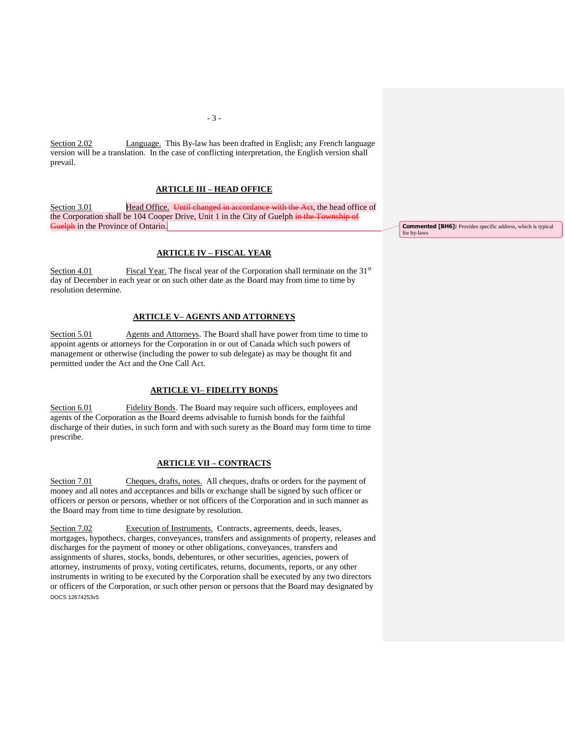Section 2.02 Language. This By-law has been drafted in English; any French language version will be a translation. In the case of conflicting interpretation, the English version shall prevail.

## ARTICLE III – HEAD OFFICE

Section 3.01 Head Office. ~~Until changed in accordance with the Act~~, the head office of the Corporation shall be 104 Cooper Drive, Unit 1 in the City of Guelph ~~in the Township of Guelph~~ in the Province of Ontario.

**Commented [BH6]:** Provides specific address, which is typical for by-laws

## ARTICLE IV – FISCAL YEAR

Section 4.01 Fiscal Year. The fiscal year of the Corporation shall terminate on the 31st day of December in each year or on such other date as the Board may from time to time by resolution determine.

## ARTICLE V– AGENTS AND ATTORNEYS

Section 5.01 Agents and Attorneys. The Board shall have power from time to time to appoint agents or attorneys for the Corporation in or out of Canada which such powers of management or otherwise (including the power to sub delegate) as may be thought fit and permitted under the Act and the One Call Act.

## ARTICLE VI– FIDELITY BONDS

Section 6.01 Fidelity Bonds. The Board may require such officers, employees and agents of the Corporation as the Board deems advisable to furnish bonds for the faithful discharge of their duties, in such form and with such surety as the Board may form time to time prescribe.

## ARTICLE VII – CONTRACTS

Section 7.01 Cheques, drafts, notes. All cheques, drafts or orders for the payment of money and all notes and acceptances and bills or exchange shall be signed by such officer or officers or person or persons, whether or not officers of the Corporation and in such manner as the Board may from time to time designate by resolution.

Section 7.02 Execution of Instruments. Contracts, agreements, deeds, leases, mortgages, hypothecs, charges, conveyances, transfers and assignments of property, releases and discharges for the payment of money or other obligations, conveyances, transfers and assignments of shares, stocks, bonds, debentures, or other securities, agencies, powers of attorney, instruments of proxy, voting certificates, returns, documents, reports, or any other instruments in writing to be executed by the Corporation shall be executed by any two directors or officers of the Corporation, or such other person or persons that the Board may designated by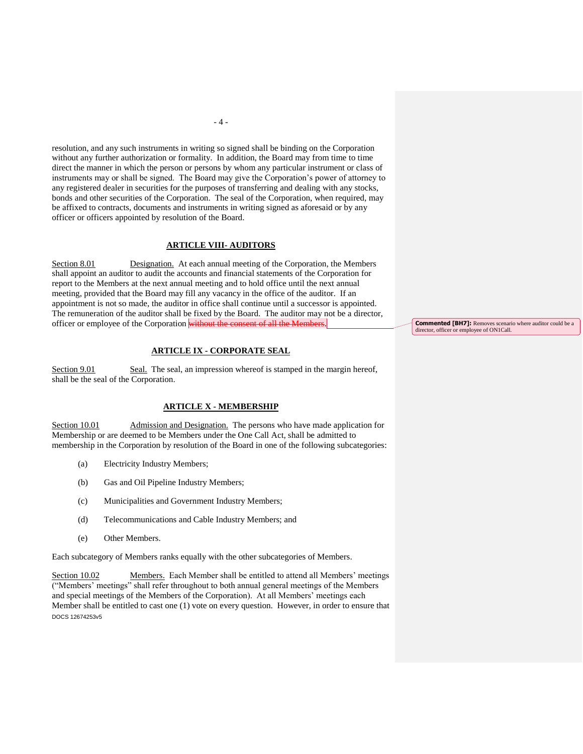resolution, and any such instruments in writing so signed shall be binding on the Corporation without any further authorization or formality. In addition, the Board may from time to time direct the manner in which the person or persons by whom any particular instrument or class of instruments may or shall be signed. The Board may give the Corporation's power of attorney to any registered dealer in securities for the purposes of transferring and dealing with any stocks, bonds and other securities of the Corporation. The seal of the Corporation, when required, may be affixed to contracts, documents and instruments in writing signed as aforesaid or by any officer or officers appointed by resolution of the Board.

## ARTICLE VIII- AUDITORS

Section 8.01 Designation. At each annual meeting of the Corporation, the Members shall appoint an auditor to audit the accounts and financial statements of the Corporation for report to the Members at the next annual meeting and to hold office until the next annual meeting, provided that the Board may fill any vacancy in the office of the auditor. If an appointment is not so made, the auditor in office shall continue until a successor is appointed. The remuneration of the auditor shall be fixed by the Board. The auditor may not be a director, officer or employee of the Corporation ~~without the consent of all the Members.~~

**Commented [BH7]:** Removes scenario where auditor could be a director, officer or employee of ON1Call.

## ARTICLE IX - CORPORATE SEAL

Section 9.01 Seal. The seal, an impression whereof is stamped in the margin hereof, shall be the seal of the Corporation.

## ARTICLE X - MEMBERSHIP

Section 10.01 Admission and Designation. The persons who have made application for Membership or are deemed to be Members under the One Call Act, shall be admitted to membership in the Corporation by resolution of the Board in one of the following subcategories:

(a) Electricity Industry Members;

(b) Gas and Oil Pipeline Industry Members;

(c) Municipalities and Government Industry Members;

(d) Telecommunications and Cable Industry Members; and

(e) Other Members.

Each subcategory of Members ranks equally with the other subcategories of Members.

Section 10.02 Members. Each Member shall be entitled to attend all Members' meetings ("Members' meetings" shall refer throughout to both annual general meetings of the Members and special meetings of the Members of the Corporation). At all Members' meetings each Member shall be entitled to cast one (1) vote on every question. However, in order to ensure that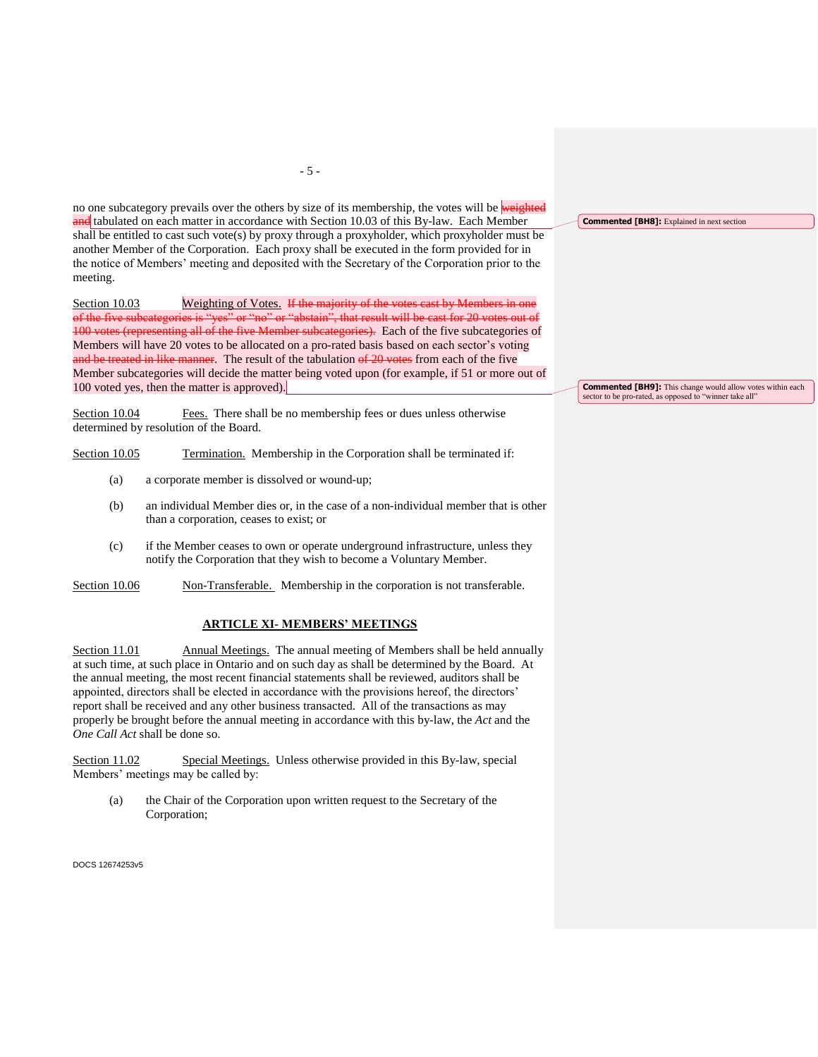no one subcategory prevails over the others by size of its membership, the votes will be ~~weighted and~~ tabulated on each matter in accordance with Section 10.03 of this By-law. Each Member shall be entitled to cast such vote(s) by proxy through a proxyholder, which proxyholder must be another Member of the Corporation. Each proxy shall be executed in the form provided for in the notice of Members' meeting and deposited with the Secretary of the Corporation prior to the meeting.

> **Commented [BH8]:** Explained in next section

Section 10.03 Weighting of Votes. ~~If the majority of the votes cast by Members in one of the five subcategories is "yes" or "no" or "abstain", that result will be cast for 20 votes out of 100 votes (representing all of the five Member subcategories).~~ Each of the five subcategories of Members will have 20 votes to be allocated on a pro-rated basis based on each sector's voting ~~and be treated in like manner~~. The result of the tabulation ~~of 20 votes~~ from each of the five Member subcategories will decide the matter being voted upon (for example, if 51 or more out of 100 voted yes, then the matter is approved).

> **Commented [BH9]:** This change would allow votes within each sector to be pro-rated, as opposed to "winner take all"

Section 10.04 Fees. There shall be no membership fees or dues unless otherwise determined by resolution of the Board.

Section 10.05 Termination. Membership in the Corporation shall be terminated if:

(a) a corporate member is dissolved or wound-up;

(b) an individual Member dies or, in the case of a non-individual member that is other than a corporation, ceases to exist; or

(c) if the Member ceases to own or operate underground infrastructure, unless they notify the Corporation that they wish to become a Voluntary Member.

Section 10.06 Non-Transferable. Membership in the corporation is not transferable.

## ARTICLE XI- MEMBERS' MEETINGS

Section 11.01 Annual Meetings. The annual meeting of Members shall be held annually at such time, at such place in Ontario and on such day as shall be determined by the Board. At the annual meeting, the most recent financial statements shall be reviewed, auditors shall be appointed, directors shall be elected in accordance with the provisions hereof, the directors' report shall be received and any other business transacted. All of the transactions as may properly be brought before the annual meeting in accordance with this by-law, the *Act* and the *One Call Act* shall be done so.

Section 11.02 Special Meetings. Unless otherwise provided in this By-law, special Members' meetings may be called by:

(a) the Chair of the Corporation upon written request to the Secretary of the Corporation;

DOCS 12674253v5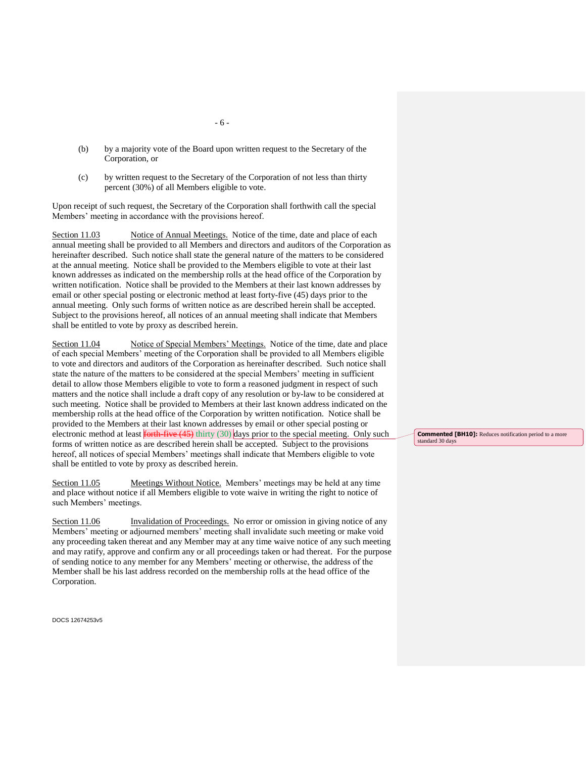(b) by a majority vote of the Board upon written request to the Secretary of the Corporation, or

(c) by written request to the Secretary of the Corporation of not less than thirty percent (30%) of all Members eligible to vote.

Upon receipt of such request, the Secretary of the Corporation shall forthwith call the special Members' meeting in accordance with the provisions hereof.

Section 11.03 Notice of Annual Meetings. Notice of the time, date and place of each annual meeting shall be provided to all Members and directors and auditors of the Corporation as hereinafter described. Such notice shall state the general nature of the matters to be considered at the annual meeting. Notice shall be provided to the Members eligible to vote at their last known addresses as indicated on the membership rolls at the head office of the Corporation by written notification. Notice shall be provided to the Members at their last known addresses by email or other special posting or electronic method at least forty-five (45) days prior to the annual meeting. Only such forms of written notice as are described herein shall be accepted. Subject to the provisions hereof, all notices of an annual meeting shall indicate that Members shall be entitled to vote by proxy as described herein.

Section 11.04 Notice of Special Members' Meetings. Notice of the time, date and place of each special Members' meeting of the Corporation shall be provided to all Members eligible to vote and directors and auditors of the Corporation as hereinafter described. Such notice shall state the nature of the matters to be considered at the special Members' meeting in sufficient detail to allow those Members eligible to vote to form a reasoned judgment in respect of such matters and the notice shall include a draft copy of any resolution or by-law to be considered at such meeting. Notice shall be provided to Members at their last known address indicated on the membership rolls at the head office of the Corporation by written notification. Notice shall be provided to the Members at their last known addresses by email or other special posting or electronic method at least ~~forth-five (45)~~ thirty (30) days prior to the special meeting. Only such forms of written notice as are described herein shall be accepted. Subject to the provisions hereof, all notices of special Members' meetings shall indicate that Members eligible to vote shall be entitled to vote by proxy as described herein.

**Commented [BH10]:** Reduces notification period to a more standard 30 days

Section 11.05 Meetings Without Notice. Members' meetings may be held at any time and place without notice if all Members eligible to vote waive in writing the right to notice of such Members' meetings.

Section 11.06 Invalidation of Proceedings. No error or omission in giving notice of any Members' meeting or adjourned members' meeting shall invalidate such meeting or make void any proceeding taken thereat and any Member may at any time waive notice of any such meeting and may ratify, approve and confirm any or all proceedings taken or had thereat. For the purpose of sending notice to any member for any Members' meeting or otherwise, the address of the Member shall be his last address recorded on the membership rolls at the head office of the Corporation.

DOCS 12674253v5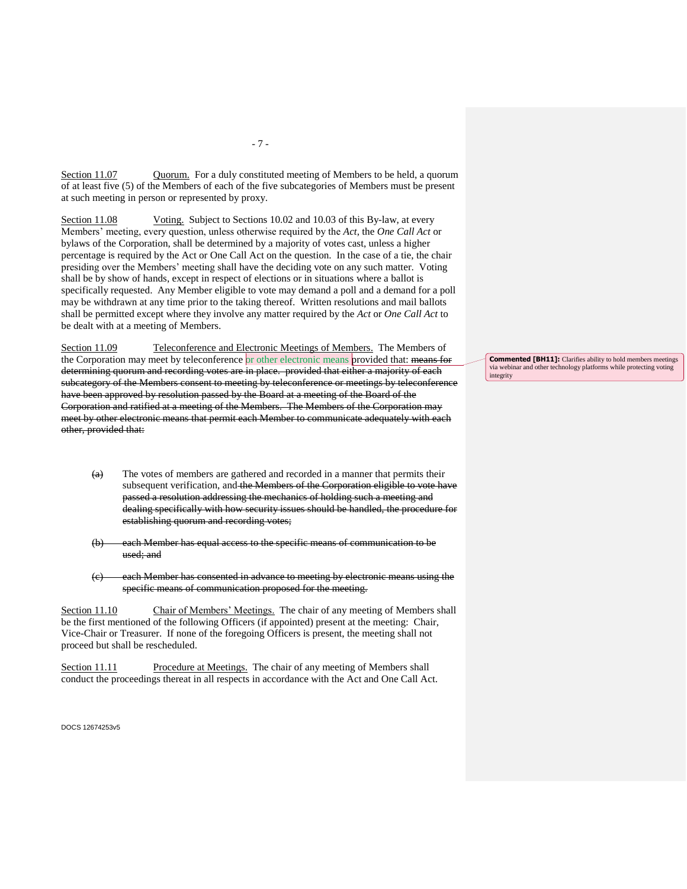Section 11.07 Quorum. For a duly constituted meeting of Members to be held, a quorum of at least five (5) of the Members of each of the five subcategories of Members must be present at such meeting in person or represented by proxy.

Section 11.08 Voting. Subject to Sections 10.02 and 10.03 of this By-law, at every Members' meeting, every question, unless otherwise required by the *Act*, the *One Call Act* or bylaws of the Corporation, shall be determined by a majority of votes cast, unless a higher percentage is required by the Act or One Call Act on the question. In the case of a tie, the chair presiding over the Members' meeting shall have the deciding vote on any such matter. Voting shall be by show of hands, except in respect of elections or in situations where a ballot is specifically requested. Any Member eligible to vote may demand a poll and a demand for a poll may be withdrawn at any time prior to the taking thereof. Written resolutions and mail ballots shall be permitted except where they involve any matter required by the *Act* or *One Call Act* to be dealt with at a meeting of Members.

Section 11.09 Teleconference and Electronic Meetings of Members. The Members of the Corporation may meet by teleconference or other electronic means provided that: ~~means for determining quorum and recording votes are in place. provided that either a majority of each subcategory of the Members consent to meeting by teleconference or meetings by teleconference have been approved by resolution passed by the Board at a meeting of the Board of the Corporation and ratified at a meeting of the Members. The Members of the Corporation may meet by other electronic means that permit each Member to communicate adequately with each other, provided that:~~

~~(a)~~ The votes of members are gathered and recorded in a manner that permits their subsequent verification, and ~~the Members of the Corporation eligible to vote have passed a resolution addressing the mechanics of holding such a meeting and dealing specifically with how security issues should be handled, the procedure for establishing quorum and recording votes;~~

~~(b) each Member has equal access to the specific means of communication to be used; and~~

~~(c) each Member has consented in advance to meeting by electronic means using the specific means of communication proposed for the meeting.~~

Section 11.10 Chair of Members' Meetings. The chair of any meeting of Members shall be the first mentioned of the following Officers (if appointed) present at the meeting: Chair, Vice-Chair or Treasurer. If none of the foregoing Officers is present, the meeting shall not proceed but shall be rescheduled.

Section 11.11 Procedure at Meetings. The chair of any meeting of Members shall conduct the proceedings thereat in all respects in accordance with the Act and One Call Act.

**Commented [BH11]:** Clarifies ability to hold members meetings via webinar and other technology platforms while protecting voting integrity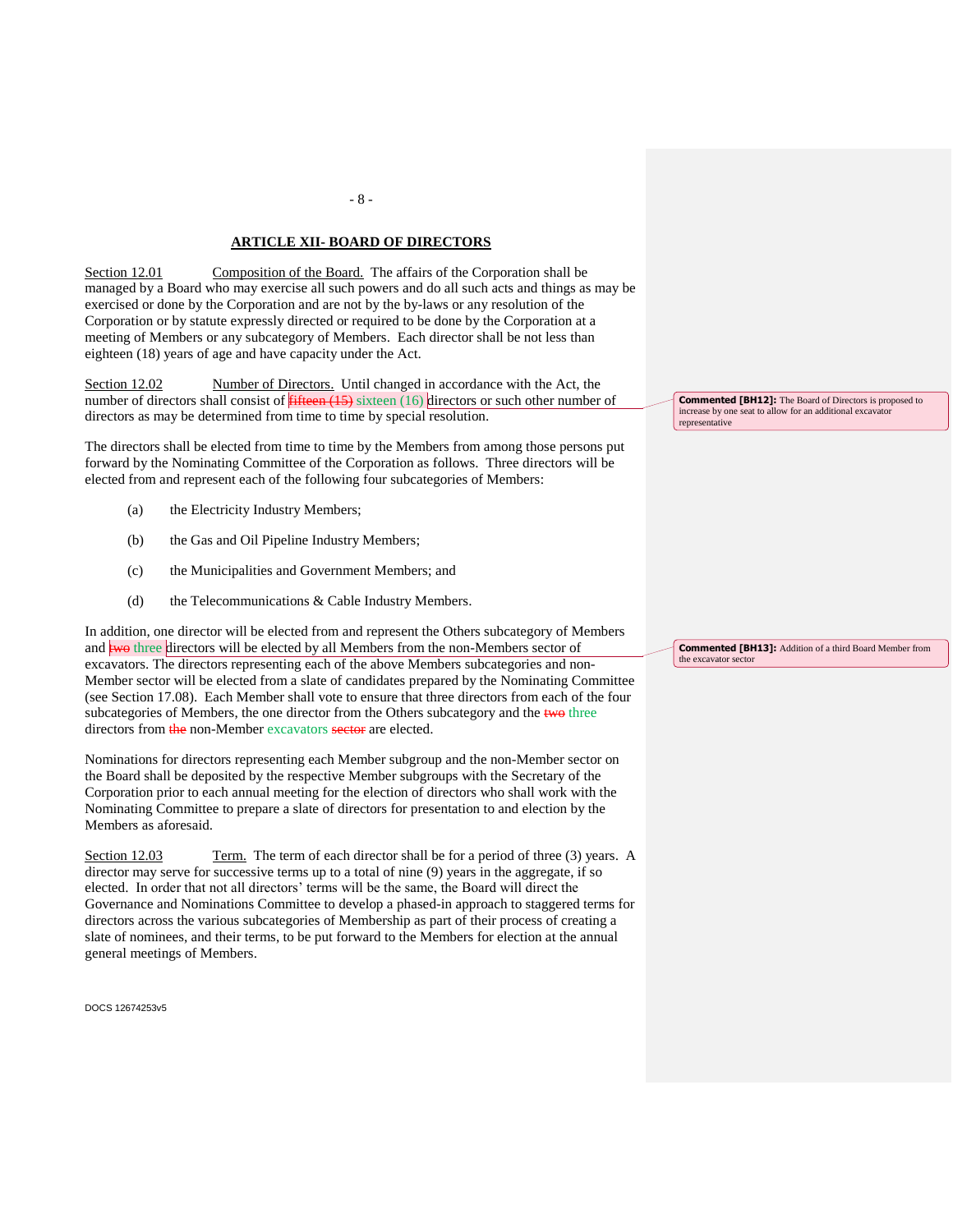## ARTICLE XII- BOARD OF DIRECTORS

Section 12.01 Composition of the Board. The affairs of the Corporation shall be managed by a Board who may exercise all such powers and do all such acts and things as may be exercised or done by the Corporation and are not by the by-laws or any resolution of the Corporation or by statute expressly directed or required to be done by the Corporation at a meeting of Members or any subcategory of Members. Each director shall be not less than eighteen (18) years of age and have capacity under the Act.

Section 12.02 Number of Directors. Until changed in accordance with the Act, the number of directors shall consist of ~~fifteen (15)~~ sixteen (16) directors or such other number of directors as may be determined from time to time by special resolution.

> **Commented [BH12]:** The Board of Directors is proposed to increase by one seat to allow for an additional excavator representative

The directors shall be elected from time to time by the Members from among those persons put forward by the Nominating Committee of the Corporation as follows. Three directors will be elected from and represent each of the following four subcategories of Members:

(a) the Electricity Industry Members;

(b) the Gas and Oil Pipeline Industry Members;

(c) the Municipalities and Government Members; and

(d) the Telecommunications & Cable Industry Members.

In addition, one director will be elected from and represent the Others subcategory of Members and ~~two~~ three directors will be elected by all Members from the non-Members sector of excavators. The directors representing each of the above Members subcategories and non-Member sector will be elected from a slate of candidates prepared by the Nominating Committee (see Section 17.08). Each Member shall vote to ensure that three directors from each of the four subcategories of Members, the one director from the Others subcategory and the ~~two~~ three directors from ~~the~~ non-Member excavators ~~sector~~ are elected.

> **Commented [BH13]:** Addition of a third Board Member from the excavator sector

Nominations for directors representing each Member subgroup and the non-Member sector on the Board shall be deposited by the respective Member subgroups with the Secretary of the Corporation prior to each annual meeting for the election of directors who shall work with the Nominating Committee to prepare a slate of directors for presentation to and election by the Members as aforesaid.

Section 12.03 Term. The term of each director shall be for a period of three (3) years. A director may serve for successive terms up to a total of nine (9) years in the aggregate, if so elected. In order that not all directors' terms will be the same, the Board will direct the Governance and Nominations Committee to develop a phased-in approach to staggered terms for directors across the various subcategories of Membership as part of their process of creating a slate of nominees, and their terms, to be put forward to the Members for election at the annual general meetings of Members.

DOCS 12674253v5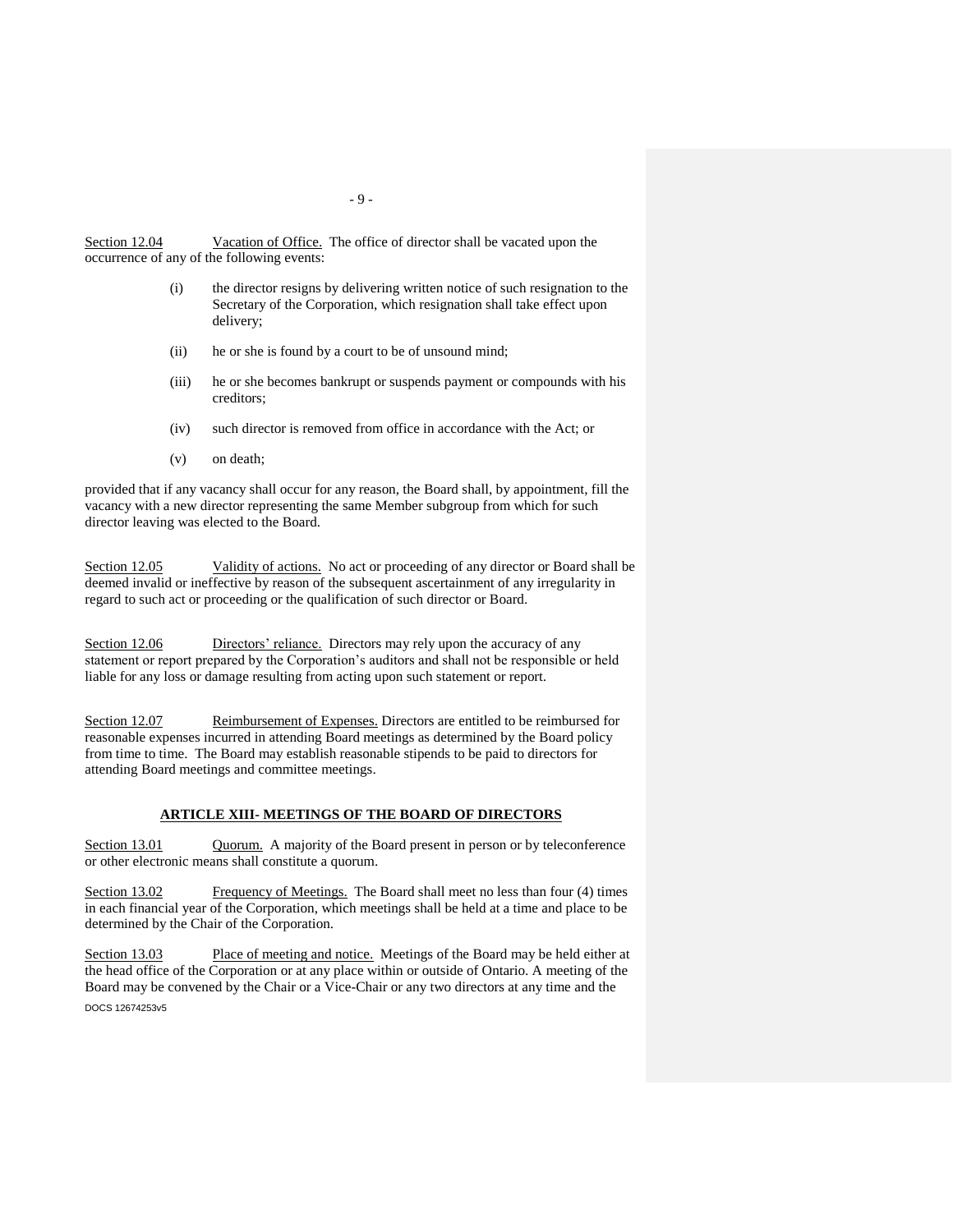Section 12.04 Vacation of Office. The office of director shall be vacated upon the occurrence of any of the following events:

(i) the director resigns by delivering written notice of such resignation to the Secretary of the Corporation, which resignation shall take effect upon delivery;

(ii) he or she is found by a court to be of unsound mind;

(iii) he or she becomes bankrupt or suspends payment or compounds with his creditors;

(iv) such director is removed from office in accordance with the Act; or

(v) on death;

provided that if any vacancy shall occur for any reason, the Board shall, by appointment, fill the vacancy with a new director representing the same Member subgroup from which for such director leaving was elected to the Board.

Section 12.05 Validity of actions. No act or proceeding of any director or Board shall be deemed invalid or ineffective by reason of the subsequent ascertainment of any irregularity in regard to such act or proceeding or the qualification of such director or Board.

Section 12.06 Directors' reliance. Directors may rely upon the accuracy of any statement or report prepared by the Corporation's auditors and shall not be responsible or held liable for any loss or damage resulting from acting upon such statement or report.

Section 12.07 Reimbursement of Expenses. Directors are entitled to be reimbursed for reasonable expenses incurred in attending Board meetings as determined by the Board policy from time to time. The Board may establish reasonable stipends to be paid to directors for attending Board meetings and committee meetings.

## ARTICLE XIII- MEETINGS OF THE BOARD OF DIRECTORS

Section 13.01 Quorum. A majority of the Board present in person or by teleconference or other electronic means shall constitute a quorum.

Section 13.02 Frequency of Meetings. The Board shall meet no less than four (4) times in each financial year of the Corporation, which meetings shall be held at a time and place to be determined by the Chair of the Corporation.

Section 13.03 Place of meeting and notice. Meetings of the Board may be held either at the head office of the Corporation or at any place within or outside of Ontario. A meeting of the Board may be convened by the Chair or a Vice-Chair or any two directors at any time and the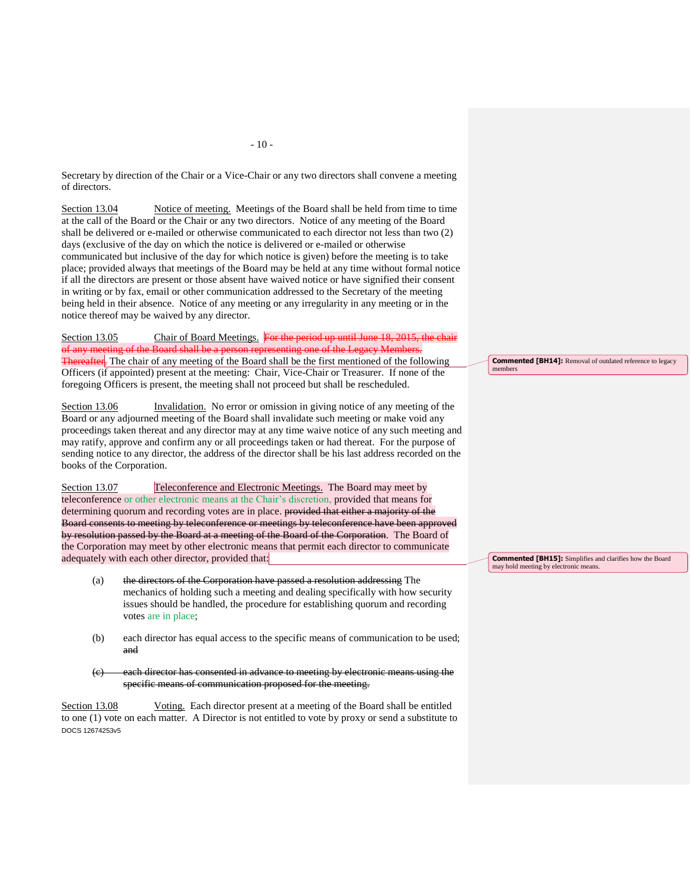Secretary by direction of the Chair or a Vice-Chair or any two directors shall convene a meeting of directors.

Section 13.04 Notice of meeting. Meetings of the Board shall be held from time to time at the call of the Board or the Chair or any two directors. Notice of any meeting of the Board shall be delivered or e-mailed or otherwise communicated to each director not less than two (2) days (exclusive of the day on which the notice is delivered or e-mailed or otherwise communicated but inclusive of the day for which notice is given) before the meeting is to take place; provided always that meetings of the Board may be held at any time without formal notice if all the directors are present or those absent have waived notice or have signified their consent in writing or by fax, email or other communication addressed to the Secretary of the meeting being held in their absence. Notice of any meeting or any irregularity in any meeting or in the notice thereof may be waived by any director.

Section 13.05 Chair of Board Meetings. ~~For the period up until June 18, 2015, the chair of any meeting of the Board shall be a person representing one of the Legacy Members. Thereafter,~~ The chair of any meeting of the Board shall be the first mentioned of the following Officers (if appointed) present at the meeting: Chair, Vice-Chair or Treasurer. If none of the foregoing Officers is present, the meeting shall not proceed but shall be rescheduled.

> **Commented [BH14]:** Removal of outdated reference to legacy members

Section 13.06 Invalidation. No error or omission in giving notice of any meeting of the Board or any adjourned meeting of the Board shall invalidate such meeting or make void any proceedings taken thereat and any director may at any time waive notice of any such meeting and may ratify, approve and confirm any or all proceedings taken or had thereat. For the purpose of sending notice to any director, the address of the director shall be his last address recorded on the books of the Corporation.

Section 13.07 Teleconference and Electronic Meetings. The Board may meet by teleconference or other electronic means at the Chair's discretion, provided that means for determining quorum and recording votes are in place. ~~provided that either a majority of the Board consents to meeting by teleconference or meetings by teleconference have been approved by resolution passed by the Board at a meeting of the Board of the Corporation~~. The Board of the Corporation may meet by other electronic means that permit each director to communicate adequately with each other director, provided that:

> **Commented [BH15]:** Simplifies and clarifies how the Board may hold meeting by electronic means.

(a) ~~the directors of the Corporation have passed a resolution addressing~~ The mechanics of holding such a meeting and dealing specifically with how security issues should be handled, the procedure for establishing quorum and recording votes are in place;

(b) each director has equal access to the specific means of communication to be used; ~~and~~

~~(c) each director has consented in advance to meeting by electronic means using the specific means of communication proposed for the meeting.~~

Section 13.08 Voting. Each director present at a meeting of the Board shall be entitled to one (1) vote on each matter. A Director is not entitled to vote by proxy or send a substitute to

DOCS 12674253v5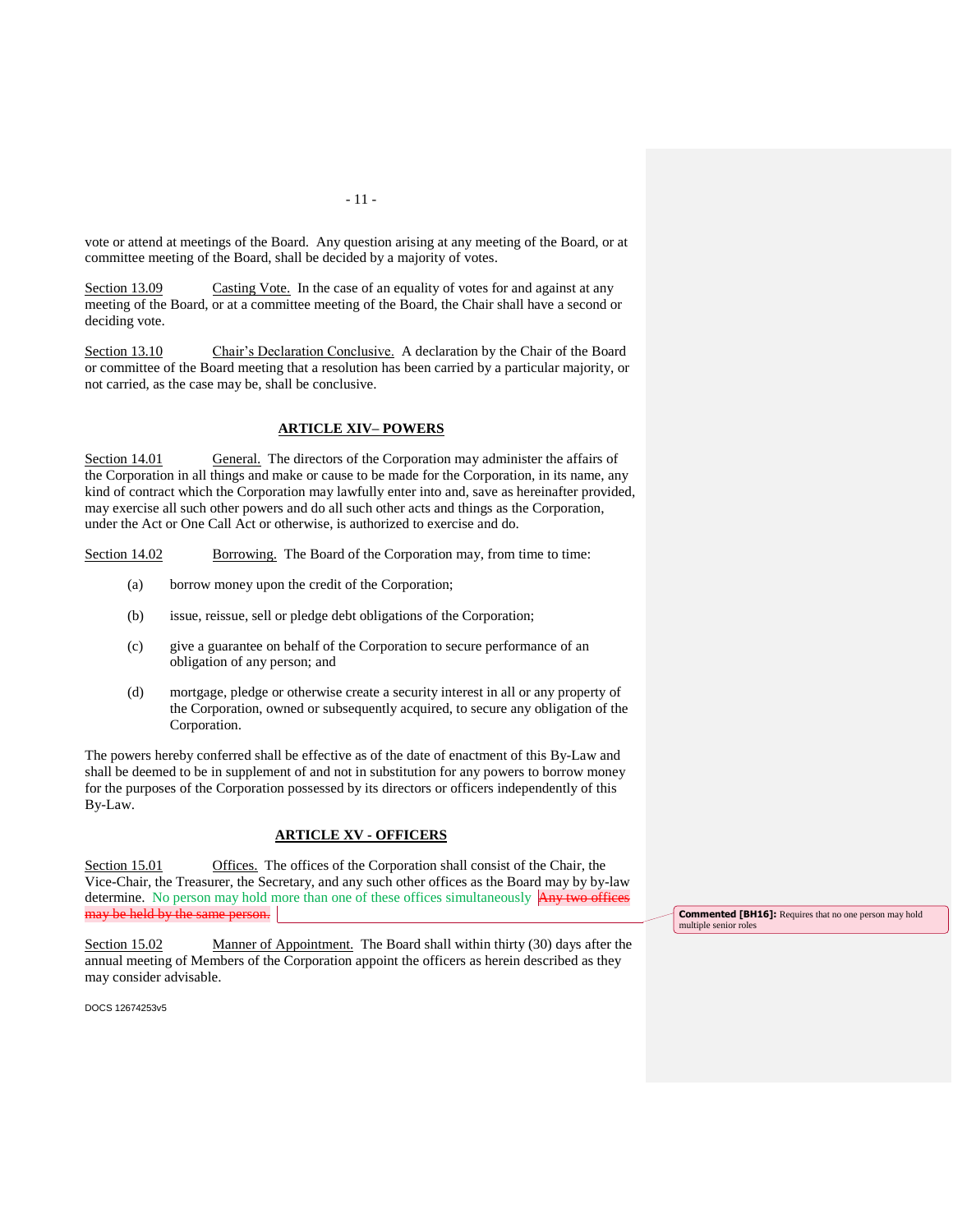vote or attend at meetings of the Board. Any question arising at any meeting of the Board, or at committee meeting of the Board, shall be decided by a majority of votes.

Section 13.09 Casting Vote. In the case of an equality of votes for and against at any meeting of the Board, or at a committee meeting of the Board, the Chair shall have a second or deciding vote.

Section 13.10 Chair's Declaration Conclusive. A declaration by the Chair of the Board or committee of the Board meeting that a resolution has been carried by a particular majority, or not carried, as the case may be, shall be conclusive.

## ARTICLE XIV– POWERS

Section 14.01 General. The directors of the Corporation may administer the affairs of the Corporation in all things and make or cause to be made for the Corporation, in its name, any kind of contract which the Corporation may lawfully enter into and, save as hereinafter provided, may exercise all such other powers and do all such other acts and things as the Corporation, under the Act or One Call Act or otherwise, is authorized to exercise and do.

Section 14.02 Borrowing. The Board of the Corporation may, from time to time:

(a) borrow money upon the credit of the Corporation;

(b) issue, reissue, sell or pledge debt obligations of the Corporation;

(c) give a guarantee on behalf of the Corporation to secure performance of an obligation of any person; and

(d) mortgage, pledge or otherwise create a security interest in all or any property of the Corporation, owned or subsequently acquired, to secure any obligation of the Corporation.

The powers hereby conferred shall be effective as of the date of enactment of this By-Law and shall be deemed to be in supplement of and not in substitution for any powers to borrow money for the purposes of the Corporation possessed by its directors or officers independently of this By-Law.

## ARTICLE XV - OFFICERS

Section 15.01 Offices. The offices of the Corporation shall consist of the Chair, the Vice-Chair, the Treasurer, the Secretary, and any such other offices as the Board may by by-law determine. No person may hold more than one of these offices simultaneously ~~Any two offices may be held by the same person.~~

> **Commented [BH16]:** Requires that no one person may hold multiple senior roles

Section 15.02 Manner of Appointment. The Board shall within thirty (30) days after the annual meeting of Members of the Corporation appoint the officers as herein described as they may consider advisable.

DOCS 12674253v5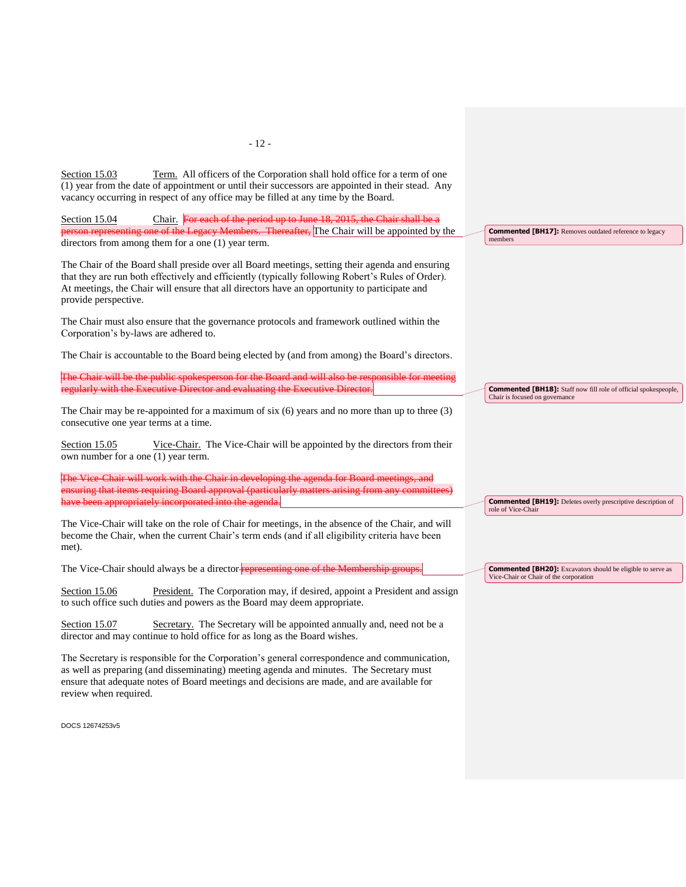<u>Section 15.03</u>      <u>Term.</u> All officers of the Corporation shall hold office for a term of one (1) year from the date of appointment or until their successors are appointed in their stead. Any vacancy occurring in respect of any office may be filled at any time by the Board.

<u>Section 15.04</u>      <u>Chair.</u> ~~For each of the period up to June 18, 2015, the Chair shall be a person representing one of the Legacy Members. Thereafter,~~ The Chair will be appointed by the directors from among them for a one (1) year term.

> **Commented [BH17]:** Removes outdated reference to legacy members

The Chair of the Board shall preside over all Board meetings, setting their agenda and ensuring that they are run both effectively and efficiently (typically following Robert's Rules of Order). At meetings, the Chair will ensure that all directors have an opportunity to participate and provide perspective.

The Chair must also ensure that the governance protocols and framework outlined within the Corporation's by-laws are adhered to.

The Chair is accountable to the Board being elected by (and from among) the Board's directors.

~~The Chair will be the public spokesperson for the Board and will also be responsible for meeting regularly with the Executive Director and evaluating the Executive Director.~~

> **Commented [BH18]:** Staff now fill role of official spokespeople, Chair is focused on governance

The Chair may be re-appointed for a maximum of six (6) years and no more than up to three (3) consecutive one year terms at a time.

<u>Section 15.05</u>      <u>Vice-Chair.</u> The Vice-Chair will be appointed by the directors from their own number for a one (1) year term.

~~The Vice-Chair will work with the Chair in developing the agenda for Board meetings, and ensuring that items requiring Board approval (particularly matters arising from any committees) have been appropriately incorporated into the agenda.~~

> **Commented [BH19]:** Deletes overly prescriptive description of role of Vice-Chair

The Vice-Chair will take on the role of Chair for meetings, in the absence of the Chair, and will become the Chair, when the current Chair's term ends (and if all eligibility criteria have been met).

The Vice-Chair should always be a director ~~representing one of the Membership groups.~~

> **Commented [BH20]:** Excavators should be eligible to serve as Vice-Chair or Chair of the corporation

<u>Section 15.06</u>      <u>President.</u> The Corporation may, if desired, appoint a President and assign to such office such duties and powers as the Board may deem appropriate.

<u>Section 15.07</u>      <u>Secretary.</u> The Secretary will be appointed annually and, need not be a director and may continue to hold office for as long as the Board wishes.

The Secretary is responsible for the Corporation's general correspondence and communication, as well as preparing (and disseminating) meeting agenda and minutes. The Secretary must ensure that adequate notes of Board meetings and decisions are made, and are available for review when required.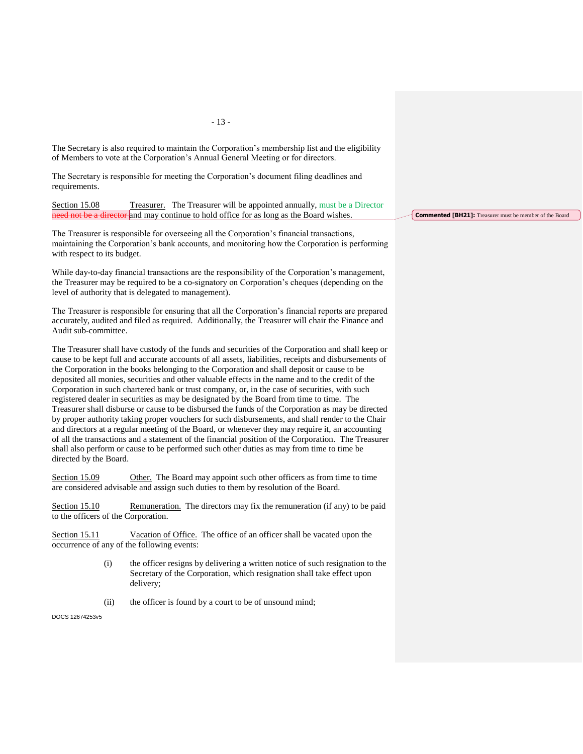The Secretary is also required to maintain the Corporation's membership list and the eligibility of Members to vote at the Corporation's Annual General Meeting or for directors.

The Secretary is responsible for meeting the Corporation's document filing deadlines and requirements.

Section 15.08 Treasurer. The Treasurer will be appointed annually, must be a Director ~~need not be a director~~ and may continue to hold office for as long as the Board wishes.

> **Commented [BH21]:** Treasurer must be member of the Board

The Treasurer is responsible for overseeing all the Corporation's financial transactions, maintaining the Corporation's bank accounts, and monitoring how the Corporation is performing with respect to its budget.

While day-to-day financial transactions are the responsibility of the Corporation's management, the Treasurer may be required to be a co-signatory on Corporation's cheques (depending on the level of authority that is delegated to management).

The Treasurer is responsible for ensuring that all the Corporation's financial reports are prepared accurately, audited and filed as required. Additionally, the Treasurer will chair the Finance and Audit sub-committee.

The Treasurer shall have custody of the funds and securities of the Corporation and shall keep or cause to be kept full and accurate accounts of all assets, liabilities, receipts and disbursements of the Corporation in the books belonging to the Corporation and shall deposit or cause to be deposited all monies, securities and other valuable effects in the name and to the credit of the Corporation in such chartered bank or trust company, or, in the case of securities, with such registered dealer in securities as may be designated by the Board from time to time. The Treasurer shall disburse or cause to be disbursed the funds of the Corporation as may be directed by proper authority taking proper vouchers for such disbursements, and shall render to the Chair and directors at a regular meeting of the Board, or whenever they may require it, an accounting of all the transactions and a statement of the financial position of the Corporation. The Treasurer shall also perform or cause to be performed such other duties as may from time to time be directed by the Board.

Section 15.09 Other. The Board may appoint such other officers as from time to time are considered advisable and assign such duties to them by resolution of the Board.

Section 15.10 Remuneration. The directors may fix the remuneration (if any) to be paid to the officers of the Corporation.

Section 15.11 Vacation of Office. The office of an officer shall be vacated upon the occurrence of any of the following events:

(i) the officer resigns by delivering a written notice of such resignation to the Secretary of the Corporation, which resignation shall take effect upon delivery;

(ii) the officer is found by a court to be of unsound mind;

DOCS 12674253v5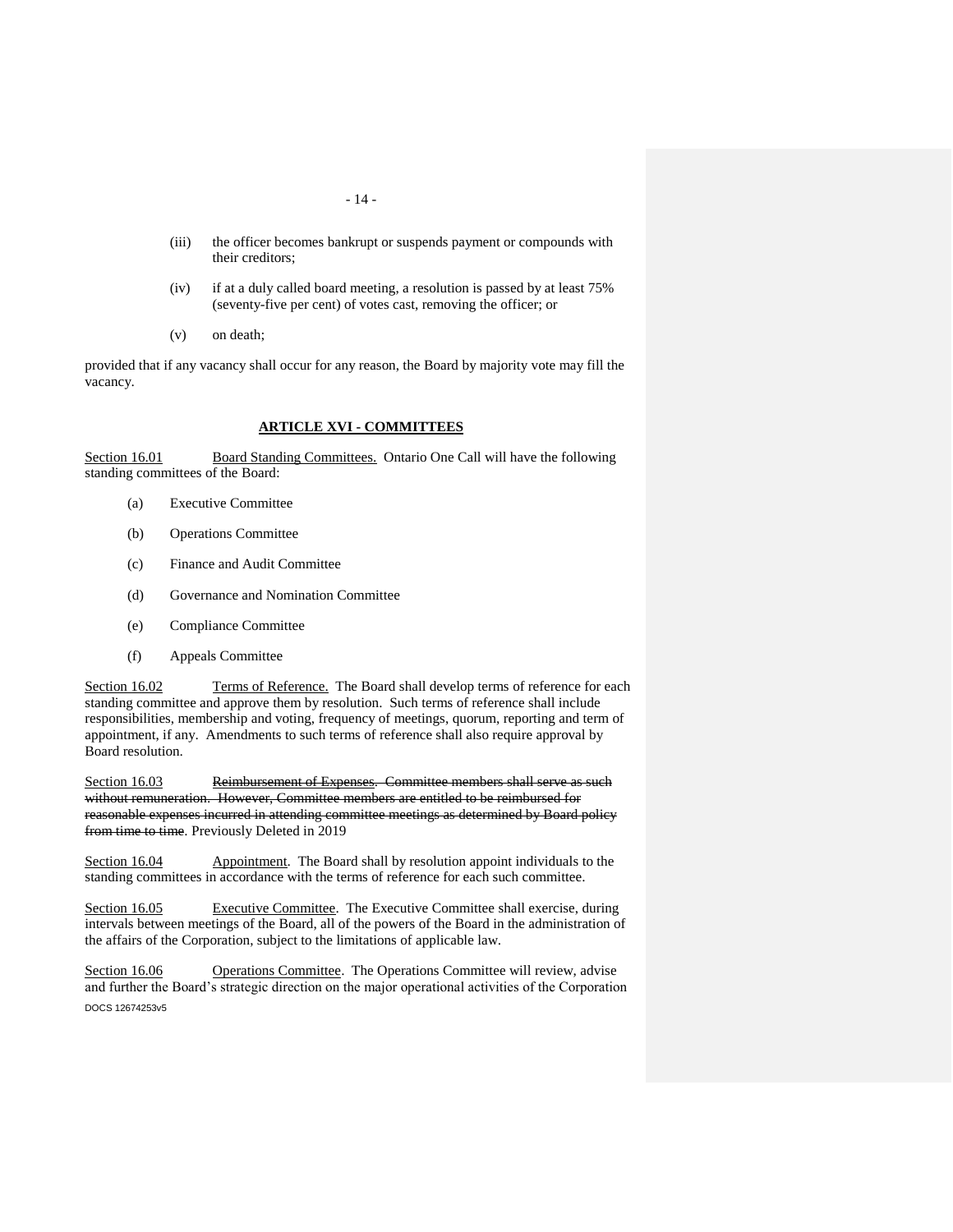(iii) the officer becomes bankrupt or suspends payment or compounds with their creditors;

(iv) if at a duly called board meeting, a resolution is passed by at least 75% (seventy-five per cent) of votes cast, removing the officer; or

(v) on death;

provided that if any vacancy shall occur for any reason, the Board by majority vote may fill the vacancy.

## ARTICLE XVI - COMMITTEES

Section 16.01 Board Standing Committees. Ontario One Call will have the following standing committees of the Board:

(a) Executive Committee

(b) Operations Committee

(c) Finance and Audit Committee

(d) Governance and Nomination Committee

(e) Compliance Committee

(f) Appeals Committee

Section 16.02 Terms of Reference. The Board shall develop terms of reference for each standing committee and approve them by resolution. Such terms of reference shall include responsibilities, membership and voting, frequency of meetings, quorum, reporting and term of appointment, if any. Amendments to such terms of reference shall also require approval by Board resolution.

Section 16.03 ~~Reimbursement of Expenses. Committee members shall serve as such without remuneration. However, Committee members are entitled to be reimbursed for reasonable expenses incurred in attending committee meetings as determined by Board policy from time to time~~. Previously Deleted in 2019

Section 16.04 Appointment. The Board shall by resolution appoint individuals to the standing committees in accordance with the terms of reference for each such committee.

Section 16.05 Executive Committee. The Executive Committee shall exercise, during intervals between meetings of the Board, all of the powers of the Board in the administration of the affairs of the Corporation, subject to the limitations of applicable law.

Section 16.06 Operations Committee. The Operations Committee will review, advise and further the Board's strategic direction on the major operational activities of the Corporation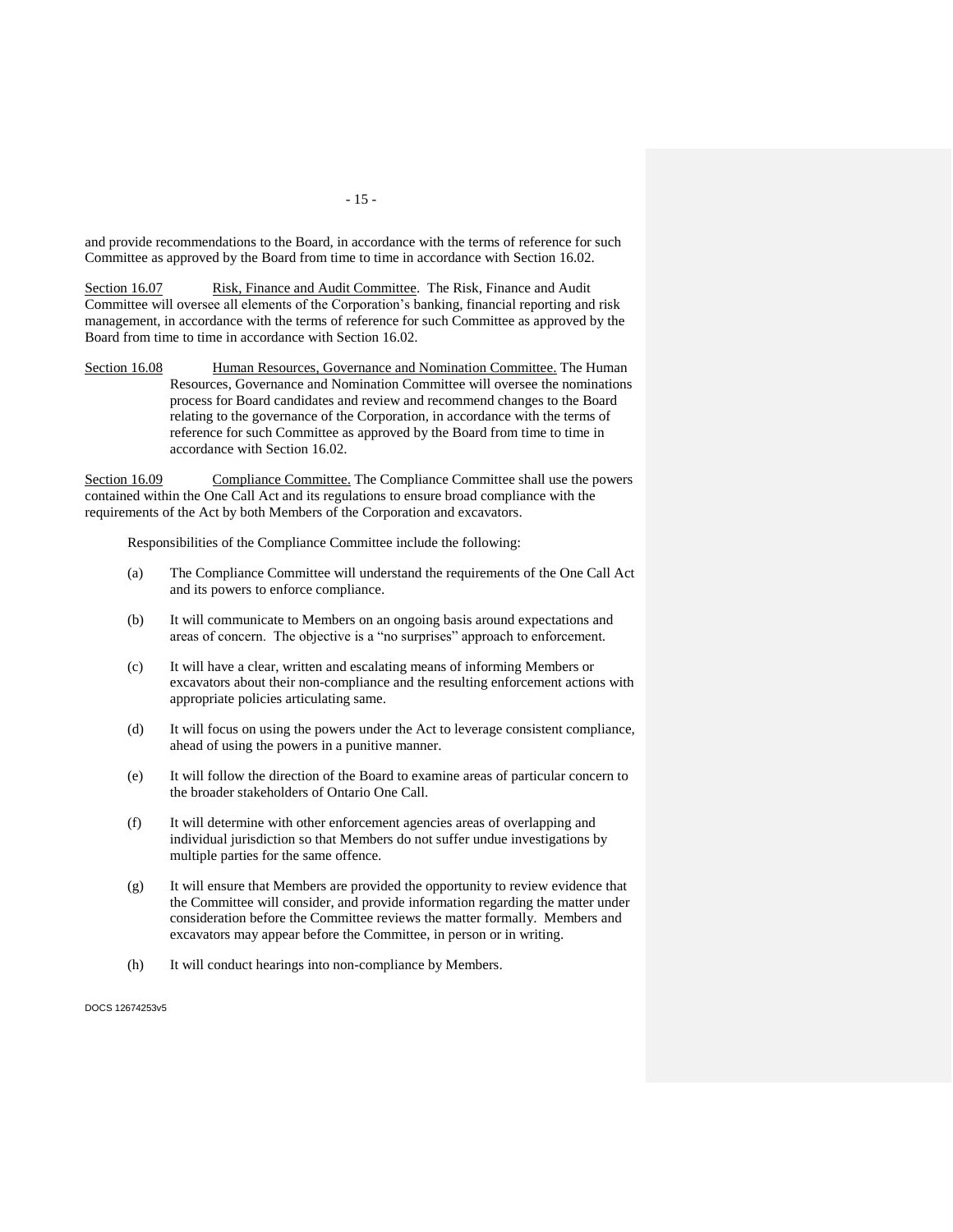and provide recommendations to the Board, in accordance with the terms of reference for such Committee as approved by the Board from time to time in accordance with Section 16.02.

Section 16.07 Risk, Finance and Audit Committee. The Risk, Finance and Audit Committee will oversee all elements of the Corporation's banking, financial reporting and risk management, in accordance with the terms of reference for such Committee as approved by the Board from time to time in accordance with Section 16.02.

Section 16.08 Human Resources, Governance and Nomination Committee. The Human Resources, Governance and Nomination Committee will oversee the nominations process for Board candidates and review and recommend changes to the Board relating to the governance of the Corporation, in accordance with the terms of reference for such Committee as approved by the Board from time to time in accordance with Section 16.02.

Section 16.09 Compliance Committee. The Compliance Committee shall use the powers contained within the One Call Act and its regulations to ensure broad compliance with the requirements of the Act by both Members of the Corporation and excavators.

Responsibilities of the Compliance Committee include the following:

(a) The Compliance Committee will understand the requirements of the One Call Act and its powers to enforce compliance.

(b) It will communicate to Members on an ongoing basis around expectations and areas of concern. The objective is a "no surprises" approach to enforcement.

(c) It will have a clear, written and escalating means of informing Members or excavators about their non-compliance and the resulting enforcement actions with appropriate policies articulating same.

(d) It will focus on using the powers under the Act to leverage consistent compliance, ahead of using the powers in a punitive manner.

(e) It will follow the direction of the Board to examine areas of particular concern to the broader stakeholders of Ontario One Call.

(f) It will determine with other enforcement agencies areas of overlapping and individual jurisdiction so that Members do not suffer undue investigations by multiple parties for the same offence.

(g) It will ensure that Members are provided the opportunity to review evidence that the Committee will consider, and provide information regarding the matter under consideration before the Committee reviews the matter formally. Members and excavators may appear before the Committee, in person or in writing.

(h) It will conduct hearings into non-compliance by Members.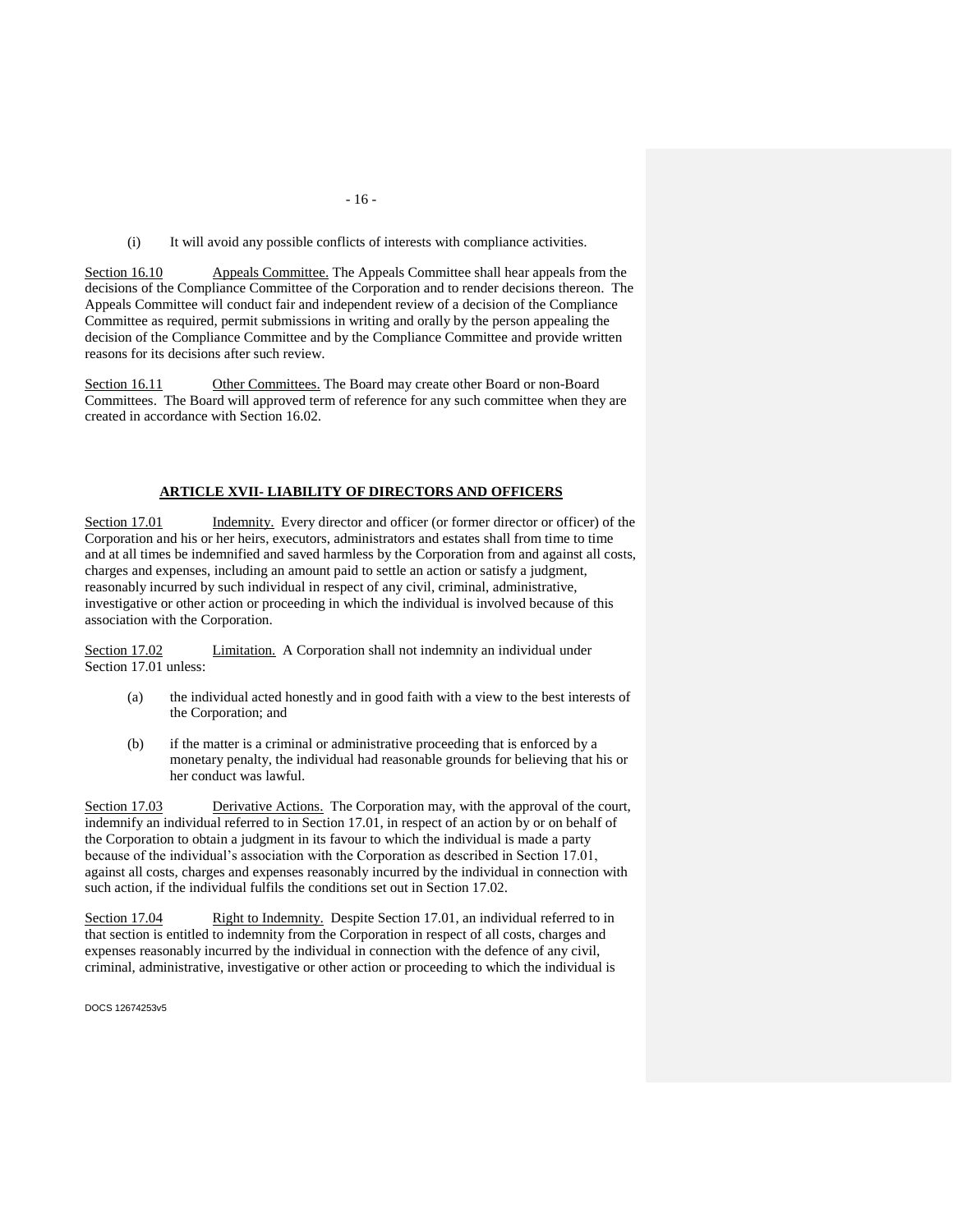(i) It will avoid any possible conflicts of interests with compliance activities.

Section 16.10 Appeals Committee. The Appeals Committee shall hear appeals from the decisions of the Compliance Committee of the Corporation and to render decisions thereon. The Appeals Committee will conduct fair and independent review of a decision of the Compliance Committee as required, permit submissions in writing and orally by the person appealing the decision of the Compliance Committee and by the Compliance Committee and provide written reasons for its decisions after such review.

Section 16.11 Other Committees. The Board may create other Board or non-Board Committees. The Board will approved term of reference for any such committee when they are created in accordance with Section 16.02.

## ARTICLE XVII- LIABILITY OF DIRECTORS AND OFFICERS

Section 17.01 Indemnity. Every director and officer (or former director or officer) of the Corporation and his or her heirs, executors, administrators and estates shall from time to time and at all times be indemnified and saved harmless by the Corporation from and against all costs, charges and expenses, including an amount paid to settle an action or satisfy a judgment, reasonably incurred by such individual in respect of any civil, criminal, administrative, investigative or other action or proceeding in which the individual is involved because of this association with the Corporation.

Section 17.02 Limitation. A Corporation shall not indemnity an individual under Section 17.01 unless:

(a) the individual acted honestly and in good faith with a view to the best interests of the Corporation; and

(b) if the matter is a criminal or administrative proceeding that is enforced by a monetary penalty, the individual had reasonable grounds for believing that his or her conduct was lawful.

Section 17.03 Derivative Actions. The Corporation may, with the approval of the court, indemnify an individual referred to in Section 17.01, in respect of an action by or on behalf of the Corporation to obtain a judgment in its favour to which the individual is made a party because of the individual's association with the Corporation as described in Section 17.01, against all costs, charges and expenses reasonably incurred by the individual in connection with such action, if the individual fulfils the conditions set out in Section 17.02.

Section 17.04 Right to Indemnity. Despite Section 17.01, an individual referred to in that section is entitled to indemnity from the Corporation in respect of all costs, charges and expenses reasonably incurred by the individual in connection with the defence of any civil, criminal, administrative, investigative or other action or proceeding to which the individual is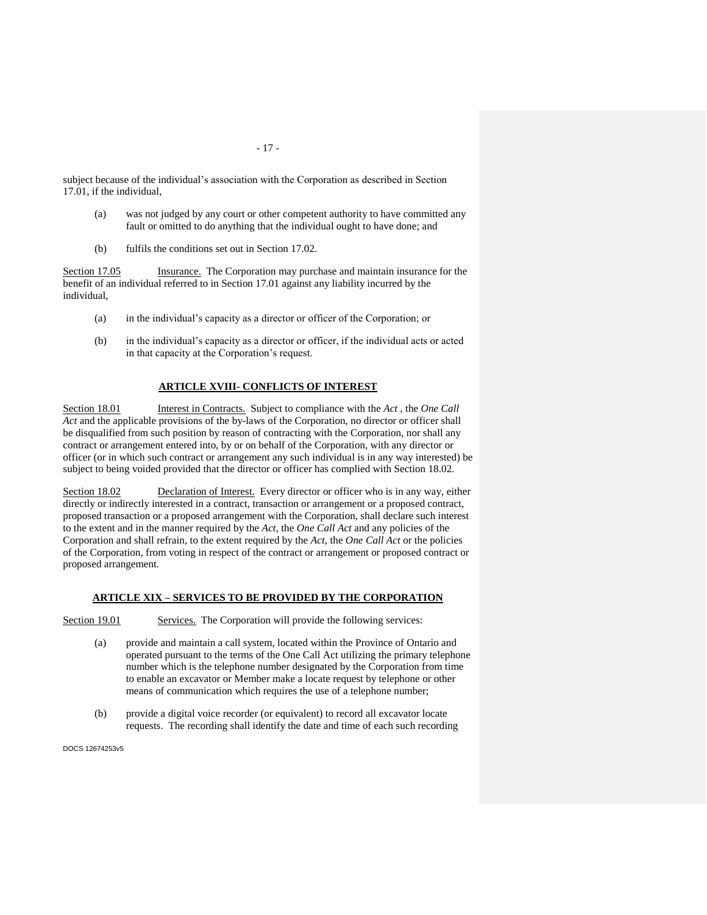subject because of the individual's association with the Corporation as described in Section 17.01, if the individual,

(a) was not judged by any court or other competent authority to have committed any fault or omitted to do anything that the individual ought to have done; and

(b) fulfils the conditions set out in Section 17.02.

Section 17.05 Insurance. The Corporation may purchase and maintain insurance for the benefit of an individual referred to in Section 17.01 against any liability incurred by the individual,

(a) in the individual's capacity as a director or officer of the Corporation; or

(b) in the individual's capacity as a director or officer, if the individual acts or acted in that capacity at the Corporation's request.

## ARTICLE XVIII- CONFLICTS OF INTEREST

Section 18.01 Interest in Contracts. Subject to compliance with the *Act* , the *One Call Act* and the applicable provisions of the by-laws of the Corporation, no director or officer shall be disqualified from such position by reason of contracting with the Corporation, nor shall any contract or arrangement entered into, by or on behalf of the Corporation, with any director or officer (or in which such contract or arrangement any such individual is in any way interested) be subject to being voided provided that the director or officer has complied with Section 18.02.

Section 18.02 Declaration of Interest. Every director or officer who is in any way, either directly or indirectly interested in a contract, transaction or arrangement or a proposed contract, proposed transaction or a proposed arrangement with the Corporation, shall declare such interest to the extent and in the manner required by the *Act*, the *One Call Act* and any policies of the Corporation and shall refrain, to the extent required by the *Act,* the *One Call Act* or the policies of the Corporation, from voting in respect of the contract or arrangement or proposed contract or proposed arrangement.

## ARTICLE XIX – SERVICES TO BE PROVIDED BY THE CORPORATION

Section 19.01 Services. The Corporation will provide the following services:

(a) provide and maintain a call system, located within the Province of Ontario and operated pursuant to the terms of the One Call Act utilizing the primary telephone number which is the telephone number designated by the Corporation from time to enable an excavator or Member make a locate request by telephone or other means of communication which requires the use of a telephone number;

(b) provide a digital voice recorder (or equivalent) to record all excavator locate requests. The recording shall identify the date and time of each such recording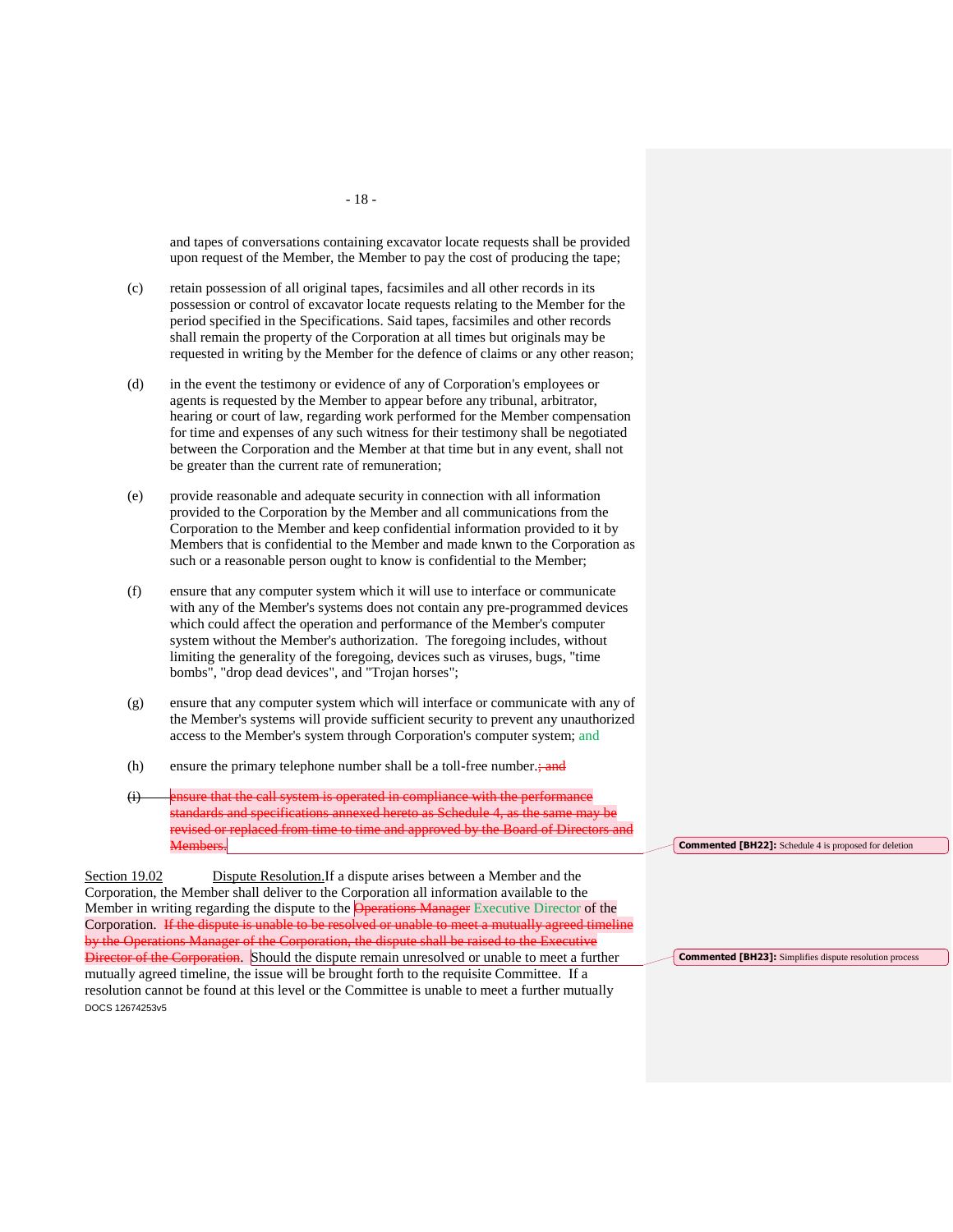and tapes of conversations containing excavator locate requests shall be provided upon request of the Member, the Member to pay the cost of producing the tape;

(c) retain possession of all original tapes, facsimiles and all other records in its possession or control of excavator locate requests relating to the Member for the period specified in the Specifications. Said tapes, facsimiles and other records shall remain the property of the Corporation at all times but originals may be requested in writing by the Member for the defence of claims or any other reason;

(d) in the event the testimony or evidence of any of Corporation's employees or agents is requested by the Member to appear before any tribunal, arbitrator, hearing or court of law, regarding work performed for the Member compensation for time and expenses of any such witness for their testimony shall be negotiated between the Corporation and the Member at that time but in any event, shall not be greater than the current rate of remuneration;

(e) provide reasonable and adequate security in connection with all information provided to the Corporation by the Member and all communications from the Corporation to the Member and keep confidential information provided to it by Members that is confidential to the Member and made knwn to the Corporation as such or a reasonable person ought to know is confidential to the Member;

(f) ensure that any computer system which it will use to interface or communicate with any of the Member's systems does not contain any pre-programmed devices which could affect the operation and performance of the Member's computer system without the Member's authorization. The foregoing includes, without limiting the generality of the foregoing, devices such as viruses, bugs, "time bombs", "drop dead devices", and "Trojan horses";

(g) ensure that any computer system which will interface or communicate with any of the Member's systems will provide sufficient security to prevent any unauthorized access to the Member's system through Corporation's computer system; and

(h) ensure the primary telephone number shall be a toll-free number.~~; and~~

~~(i) ensure that the call system is operated in compliance with the performance standards and specifications annexed hereto as Schedule 4, as the same may be revised or replaced from time to time and approved by the Board of Directors and Members.~~

**Commented [BH22]:** Schedule 4 is proposed for deletion

Section 19.02 Dispute Resolution. If a dispute arises between a Member and the Corporation, the Member shall deliver to the Corporation all information available to the Member in writing regarding the dispute to the ~~Operations Manager~~ Executive Director of the Corporation. ~~If the dispute is unable to be resolved or unable to meet a mutually agreed timeline by the Operations Manager of the Corporation, the dispute shall be raised to the Executive Director of the Corporation.~~ Should the dispute remain unresolved or unable to meet a further mutually agreed timeline, the issue will be brought forth to the requisite Committee. If a resolution cannot be found at this level or the Committee is unable to meet a further mutually

**Commented [BH23]:** Simplifies dispute resolution process

DOCS 12674253v5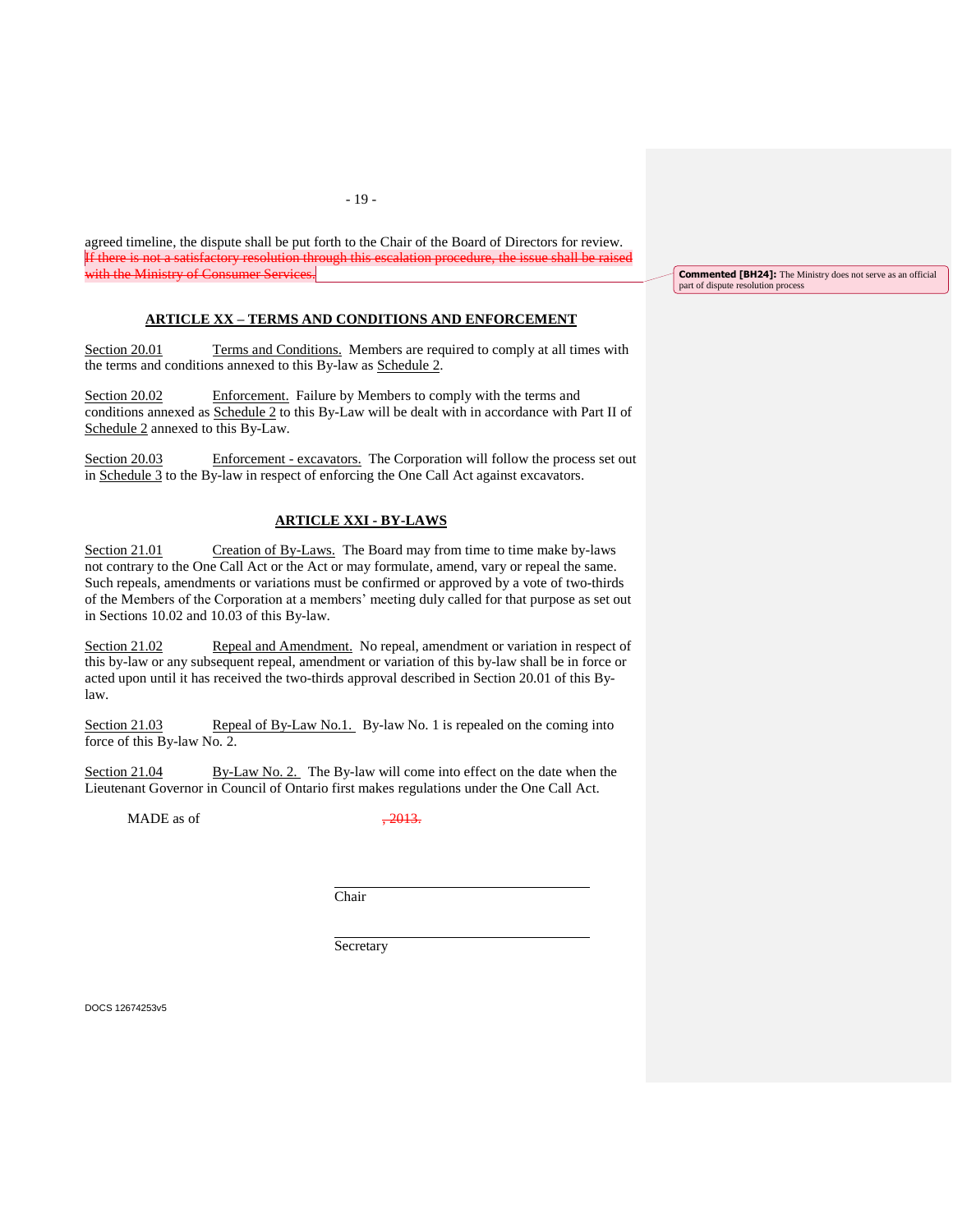agreed timeline, the dispute shall be put forth to the Chair of the Board of Directors for review. ~~If there is not a satisfactory resolution through this escalation procedure, the issue shall be raised with the Ministry of Consumer Services.~~

**Commented [BH24]:** The Ministry does not serve as an official part of dispute resolution process

## ARTICLE XX – TERMS AND CONDITIONS AND ENFORCEMENT

Section 20.01 Terms and Conditions. Members are required to comply at all times with the terms and conditions annexed to this By-law as Schedule 2.

Section 20.02 Enforcement. Failure by Members to comply with the terms and conditions annexed as Schedule 2 to this By-Law will be dealt with in accordance with Part II of Schedule 2 annexed to this By-Law.

Section 20.03 Enforcement - excavators. The Corporation will follow the process set out in Schedule 3 to the By-law in respect of enforcing the One Call Act against excavators.

## ARTICLE XXI - BY-LAWS

Section 21.01 Creation of By-Laws. The Board may from time to time make by-laws not contrary to the One Call Act or the Act or may formulate, amend, vary or repeal the same. Such repeals, amendments or variations must be confirmed or approved by a vote of two-thirds of the Members of the Corporation at a members' meeting duly called for that purpose as set out in Sections 10.02 and 10.03 of this By-law.

Section 21.02 Repeal and Amendment. No repeal, amendment or variation in respect of this by-law or any subsequent repeal, amendment or variation of this by-law shall be in force or acted upon until it has received the two-thirds approval described in Section 20.01 of this By-law.

Section 21.03 Repeal of By-Law No.1. By-law No. 1 is repealed on the coming into force of this By-law No. 2.

Section 21.04 By-Law No. 2. The By-law will come into effect on the date when the Lieutenant Governor in Council of Ontario first makes regulations under the One Call Act.

MADE as of ~~, 2013.~~

Chair

Secretary

DOCS 12674253v5